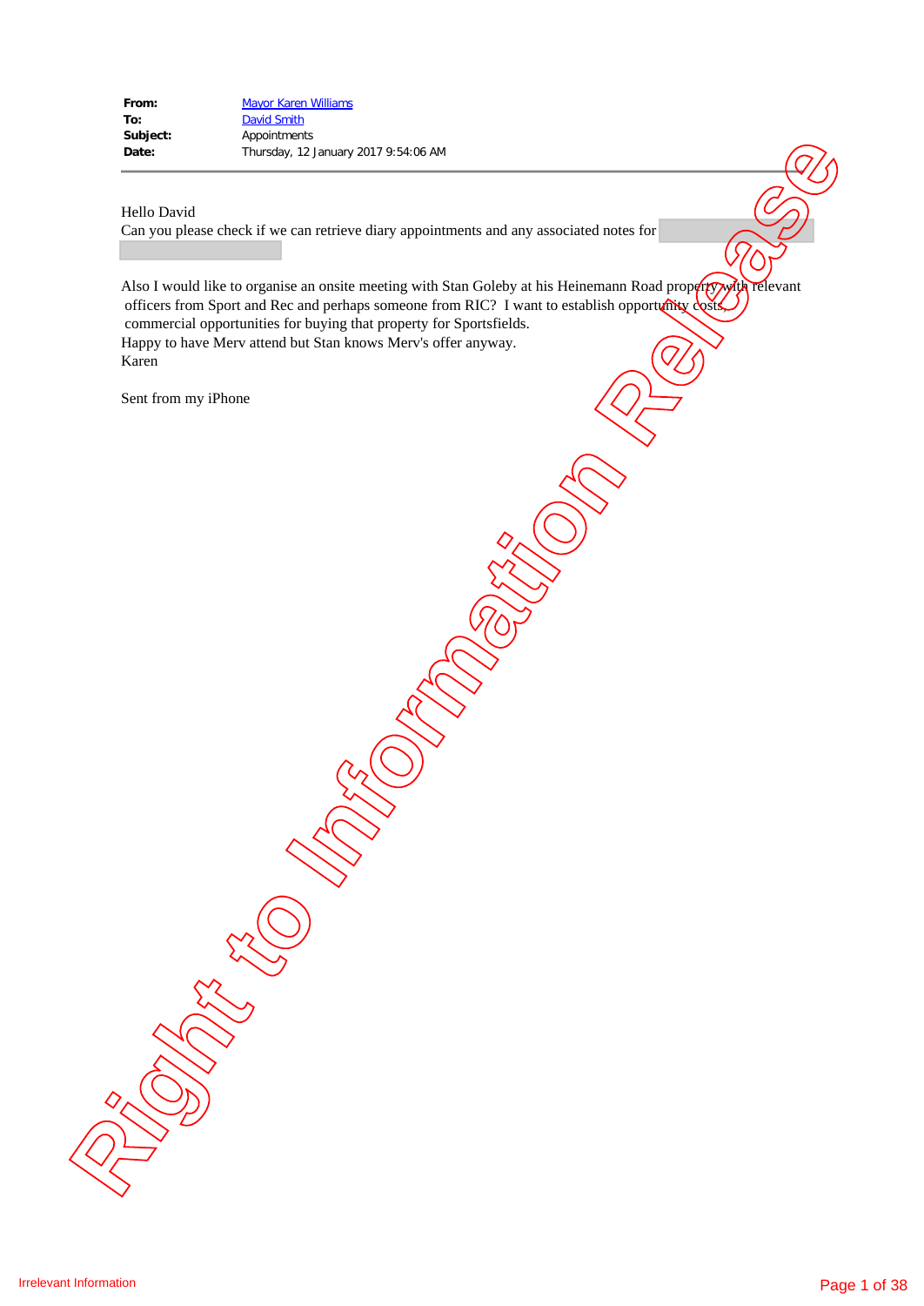| | |
|---|---|
| **From:** | Mayor Karen Williams |
| **To:** | David Smith |
| **Subject:** | Appointments |
| **Date:** | Thursday, 12 January 2017 9:54:06 AM |

---

Hello David
Can you please check if we can retrieve diary appointments and any associated notes for

Also I would like to organise an onsite meeting with Stan Goleby at his Heinemann Road property with relevant officers from Sport and Rec and perhaps someone from RIC? I want to establish opportunity costs, commercial opportunities for buying that property for Sportsfields.
Happy to have Merv attend but Stan knows Merv's offer anyway.
Karen

Sent from my iPhone

Irrelevant Information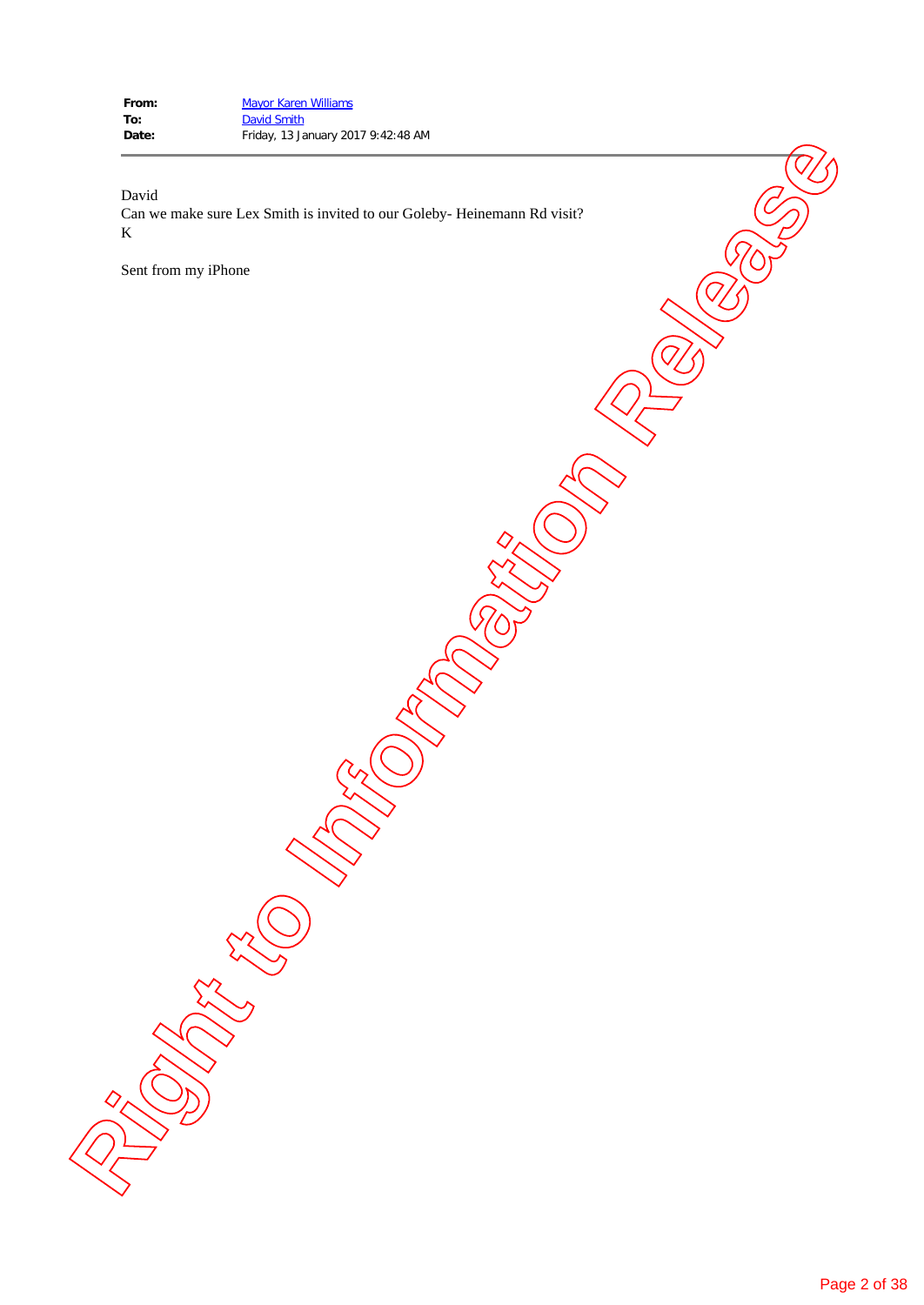**From:** Mayor Karen Williams
**To:** David Smith
**Date:** Friday, 13 January 2017 9:42:48 AM

---

David
Can we make sure Lex Smith is invited to our Goleby- Heinemann Rd visit?
K

Sent from my iPhone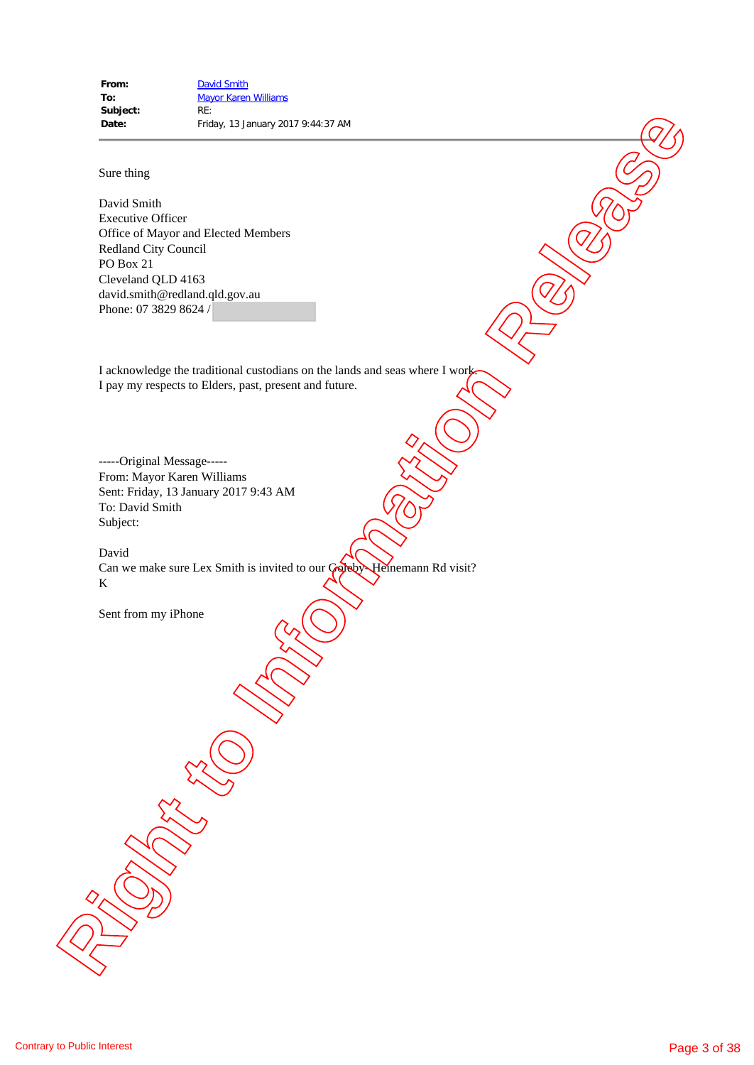**From:** David Smith
**To:** Mayor Karen Williams
**Subject:** RE:
**Date:** Friday, 13 January 2017 9:44:37 AM

---

Sure thing

David Smith
Executive Officer
Office of Mayor and Elected Members
Redland City Council
PO Box 21
Cleveland QLD 4163
david.smith@redland.qld.gov.au
Phone: 07 3829 8624 /

I acknowledge the traditional custodians on the lands and seas where I work.
I pay my respects to Elders, past, present and future.

-----Original Message-----
From: Mayor Karen Williams
Sent: Friday, 13 January 2017 9:43 AM
To: David Smith
Subject:

David
Can we make sure Lex Smith is invited to our Coleby- Heinemann Rd visit?
K

Sent from my iPhone

Right to Information Release

Contrary to Public Interest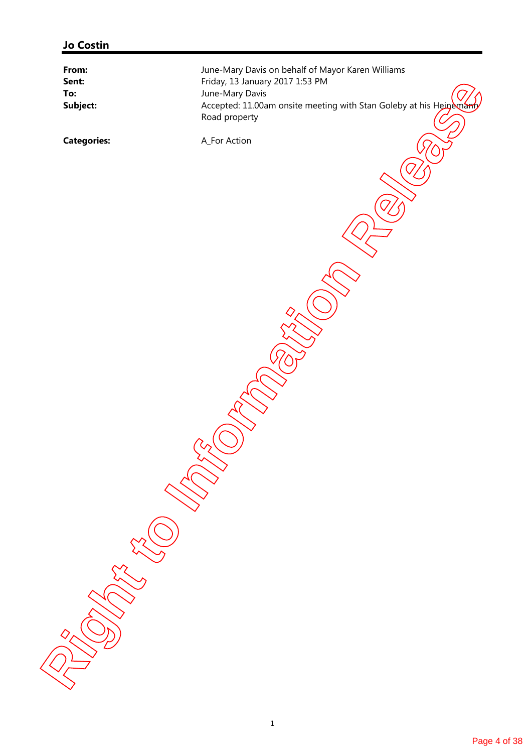**Jo Costin**

---

| | |
|---|---|
| **From:** | June-Mary Davis on behalf of Mayor Karen Williams |
| **Sent:** | Friday, 13 January 2017 1:53 PM |
| **To:** | June-Mary Davis |
| **Subject:** | Accepted: 11.00am onsite meeting with Stan Goleby at his Heinemann Road property |
| | |
| **Categories:** | A_For Action |

Right to Information Release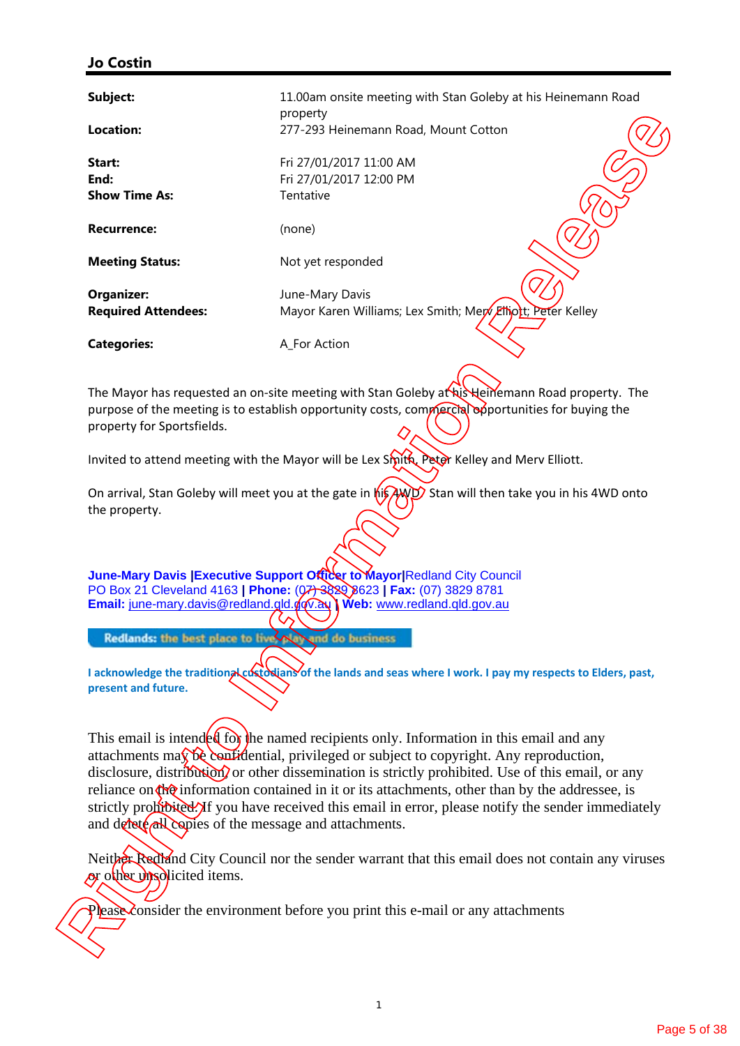## Jo Costin

| | |
|---|---|
| **Subject:** | 11.00am onsite meeting with Stan Goleby at his Heinemann Road property |
| **Location:** | 277-293 Heinemann Road, Mount Cotton |
| **Start:** | Fri 27/01/2017 11:00 AM |
| **End:** | Fri 27/01/2017 12:00 PM |
| **Show Time As:** | Tentative |
| **Recurrence:** | (none) |
| **Meeting Status:** | Not yet responded |
| **Organizer:** | June-Mary Davis |
| **Required Attendees:** | Mayor Karen Williams; Lex Smith; Merv Elliott; Peter Kelley |
| **Categories:** | A_For Action |

The Mayor has requested an on-site meeting with Stan Goleby at his Heinemann Road property. The purpose of the meeting is to establish opportunity costs, commercial opportunities for buying the property for Sportsfields.

Invited to attend meeting with the Mayor will be Lex Smith, Peter Kelley and Merv Elliott.

On arrival, Stan Goleby will meet you at the gate in his 4WD. Stan will then take you in his 4WD onto the property.

**June-Mary Davis |Executive Support Officer to Mayor|**Redland City Council
PO Box 21 Cleveland 4163 **| Phone:** (07) 3829 8623 **| Fax:** (07) 3829 8781
**Email:** june-mary.davis@redland.qld.gov.au **| Web:** www.redland.qld.gov.au

**Redlands: the best place to live, play and do business**

**I acknowledge the traditional custodians of the lands and seas where I work. I pay my respects to Elders, past, present and future.**

This email is intended for the named recipients only. Information in this email and any attachments may be confidential, privileged or subject to copyright. Any reproduction, disclosure, distribution or other dissemination is strictly prohibited. Use of this email, or any reliance on the information contained in it or its attachments, other than by the addressee, is strictly prohibited. If you have received this email in error, please notify the sender immediately and delete all copies of the message and attachments.

Neither Redland City Council nor the sender warrant that this email does not contain any viruses or other unsolicited items.

Please consider the environment before you print this e-mail or any attachments

Right to Information Release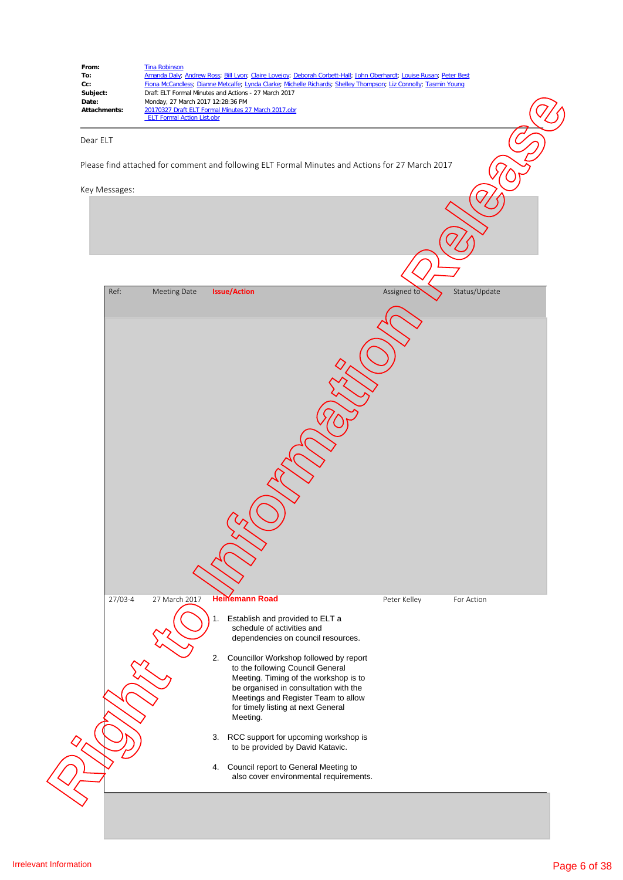**From:** Tina Robinson
**To:** Amanda Daly; Andrew Ross; Bill Lyon; Claire Lovejoy; Deborah Corbett-Hall; John Oberhardt; Louise Rusan; Peter Best
**Cc:** Fiona McCandless; Dianne Metcalfe; Lynda Clarke; Michelle Richards; Shelley Thompson; Liz Connolly; Tasmin Young
**Subject:** Draft ELT Formal Minutes and Actions - 27 March 2017
**Date:** Monday, 27 March 2017 12:28:36 PM
**Attachments:** 20170327 Draft ELT Formal Minutes 27 March 2017.obr
ELT Formal Action List.obr

Dear ELT

Please find attached for comment and following ELT Formal Minutes and Actions for 27 March 2017

Key Messages:

| Ref: | Meeting Date | Issue/Action | Assigned to | Status/Update |
|---|---|---|---|---|
| | | | | |
| 27/03-4 | 27 March 2017 | **Heinemann Road**<br><br>1. Establish and provided to ELT a schedule of activities and dependencies on council resources.<br><br>2. Councillor Workshop followed by report to the following Council General Meeting. Timing of the workshop is to be organised in consultation with the Meetings and Register Team to allow for timely listing at next General Meeting.<br><br>3. RCC support for upcoming workshop is to be provided by David Katavic.<br><br>4. Council report to General Meeting to also cover environmental requirements. | Peter Kelley | For Action |

Irrelevant Information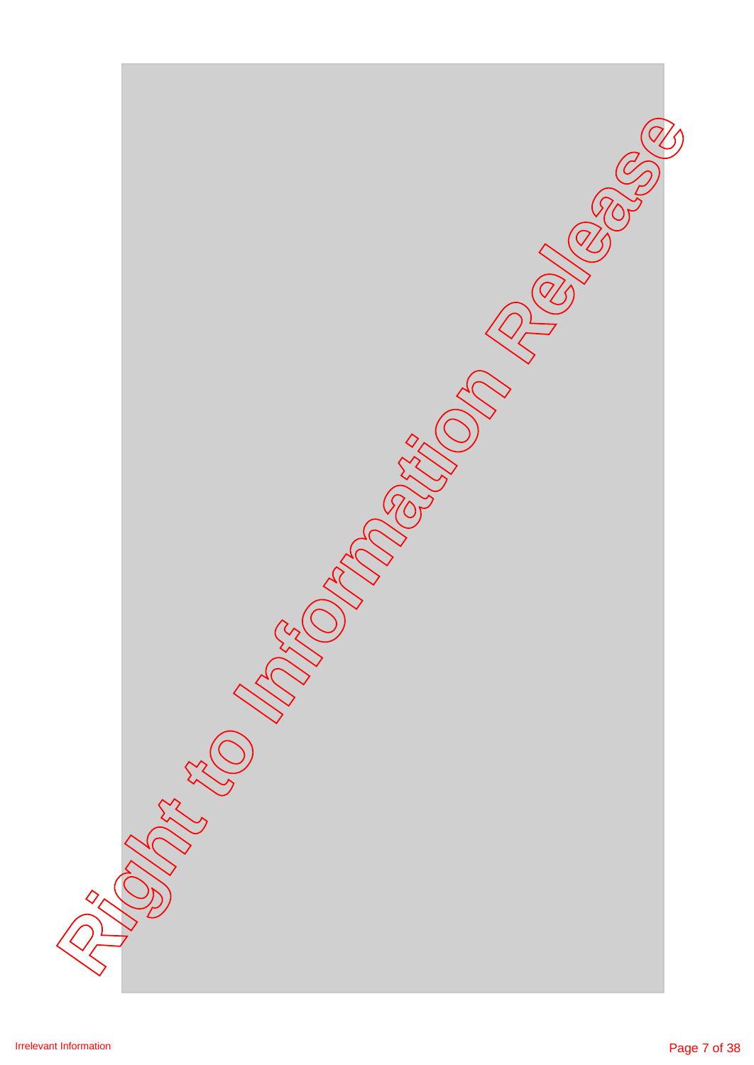Irrelevant Information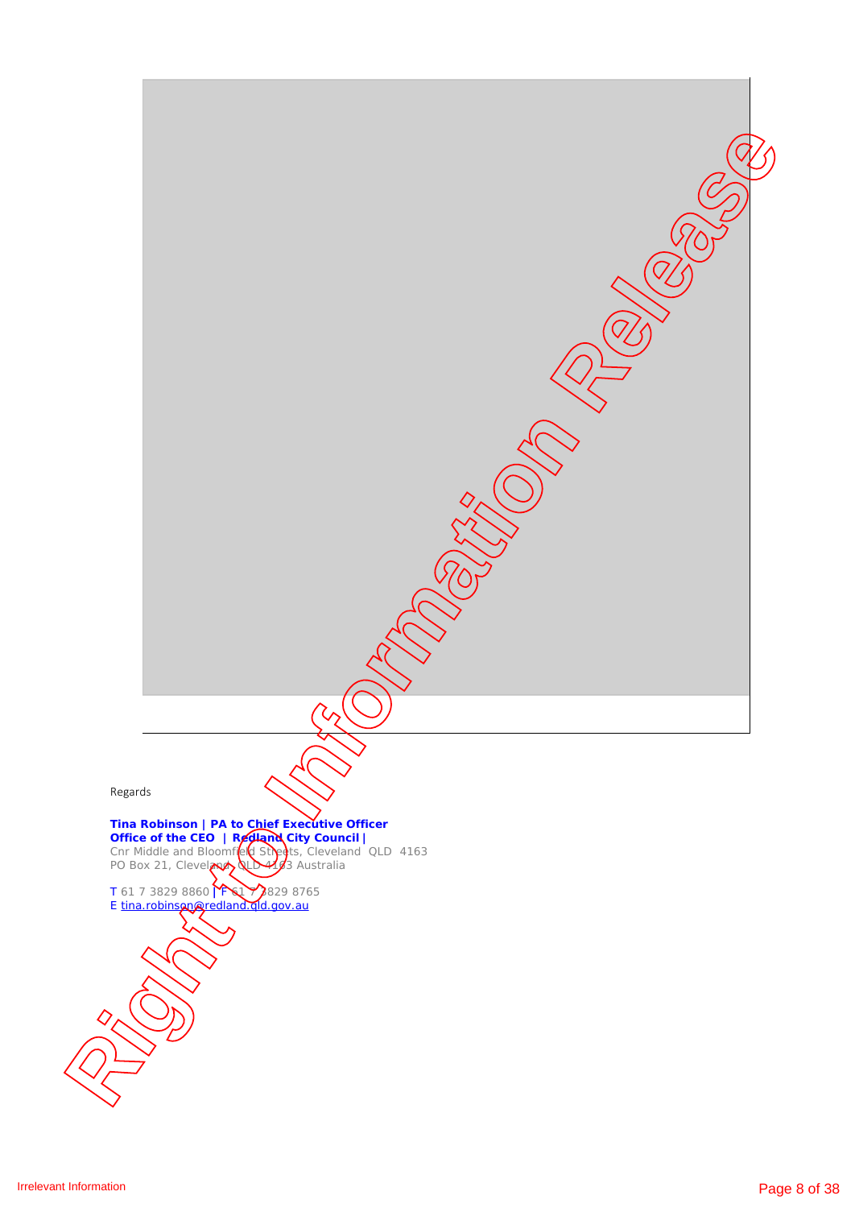Regards

**Tina Robinson | PA to Chief Executive Officer**
**Office of the CEO | Redland City Council |**
Cnr Middle and Bloomfield Streets, Cleveland QLD 4163
PO Box 21, Cleveland, QLD 4163 Australia

T 61 7 3829 8860 | F 61 7 3829 8765
E tina.robinson@redland.qld.gov.au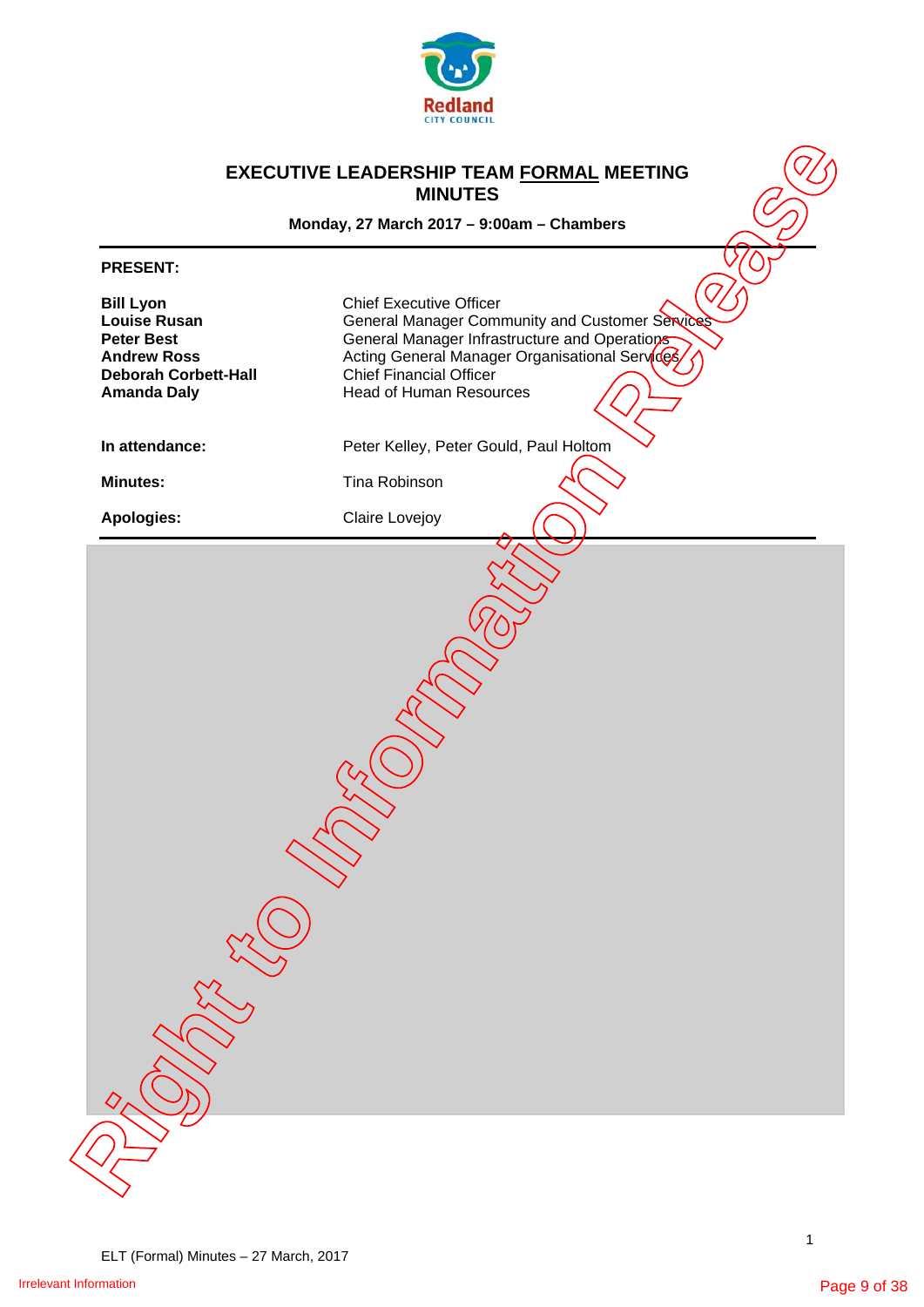# EXECUTIVE LEADERSHIP TEAM FORMAL MEETING MINUTES

**Monday, 27 March 2017 – 9:00am – Chambers**

**PRESENT:**

| | |
|---|---|
| **Bill Lyon** | Chief Executive Officer |
| **Louise Rusan** | General Manager Community and Customer Services |
| **Peter Best** | General Manager Infrastructure and Operations |
| **Andrew Ross** | Acting General Manager Organisational Services |
| **Deborah Corbett-Hall** | Chief Financial Officer |
| **Amanda Daly** | Head of Human Resources |

| | |
|---|---|
| **In attendance:** | Peter Kelley, Peter Gould, Paul Holtom |
| **Minutes:** | Tina Robinson |
| **Apologies:** | Claire Lovejoy |

Right to Information Release

ELT (Formal) Minutes – 27 March, 2017

Irrelevant Information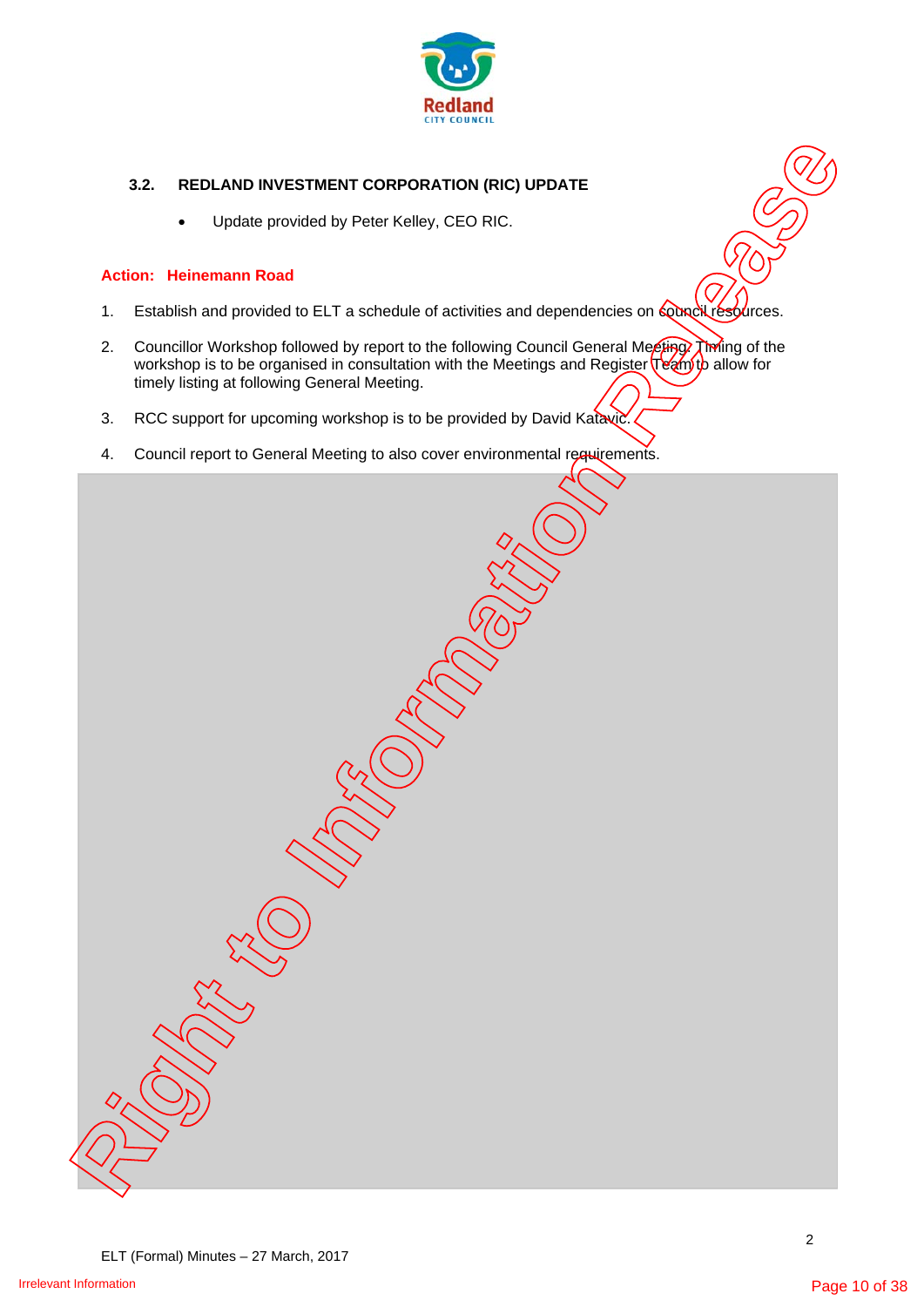### 3.2. REDLAND INVESTMENT CORPORATION (RIC) UPDATE

- Update provided by Peter Kelley, CEO RIC.

**Action: Heinemann Road**

1. Establish and provided to ELT a schedule of activities and dependencies on council resources.
2. Councillor Workshop followed by report to the following Council General Meeting. Timing of the workshop is to be organised in consultation with the Meetings and Register Team to allow for timely listing at following General Meeting.
3. RCC support for upcoming workshop is to be provided by David Katavic.
4. Council report to General Meeting to also cover environmental requirements.

ELT (Formal) Minutes – 27 March, 2017

Irrelevant Information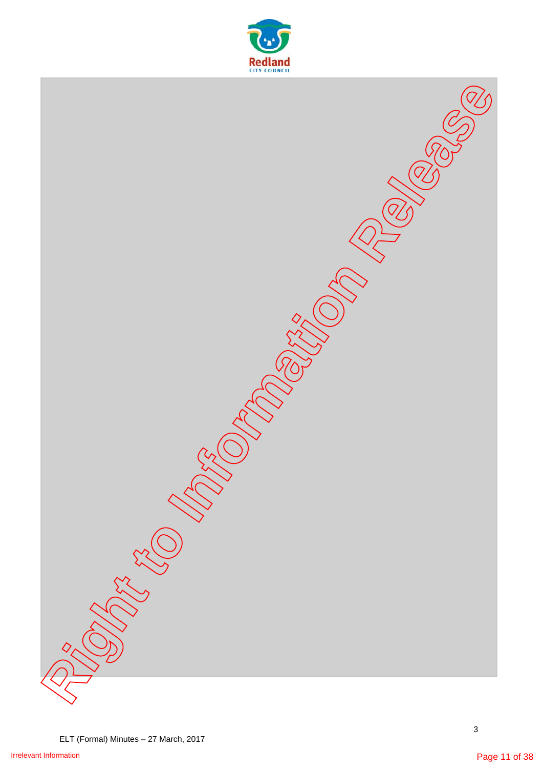Irrelevant Information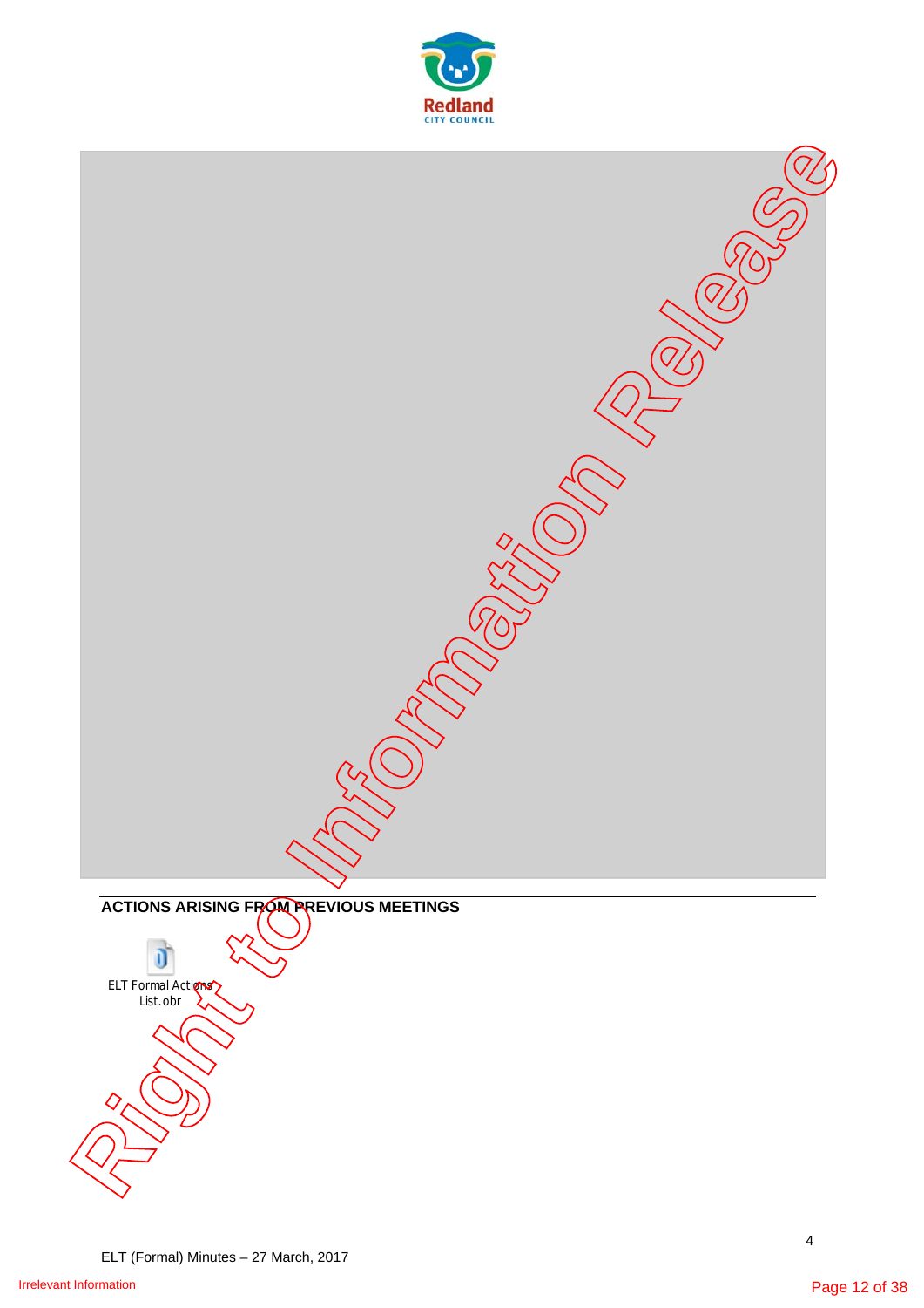## ACTIONS ARISING FROM PREVIOUS MEETINGS

ELT Formal Actions List.obr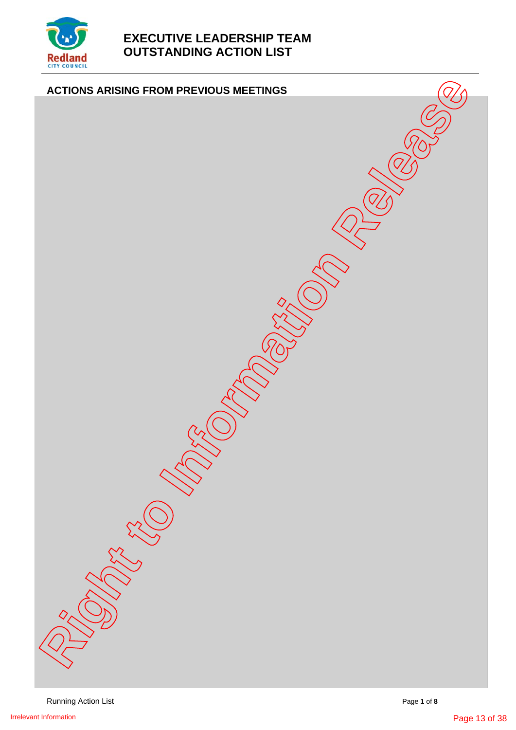# EXECUTIVE LEADERSHIP TEAM OUTSTANDING ACTION LIST

## ACTIONS ARISING FROM PREVIOUS MEETINGS

Right to Information Release

Irrelevant Information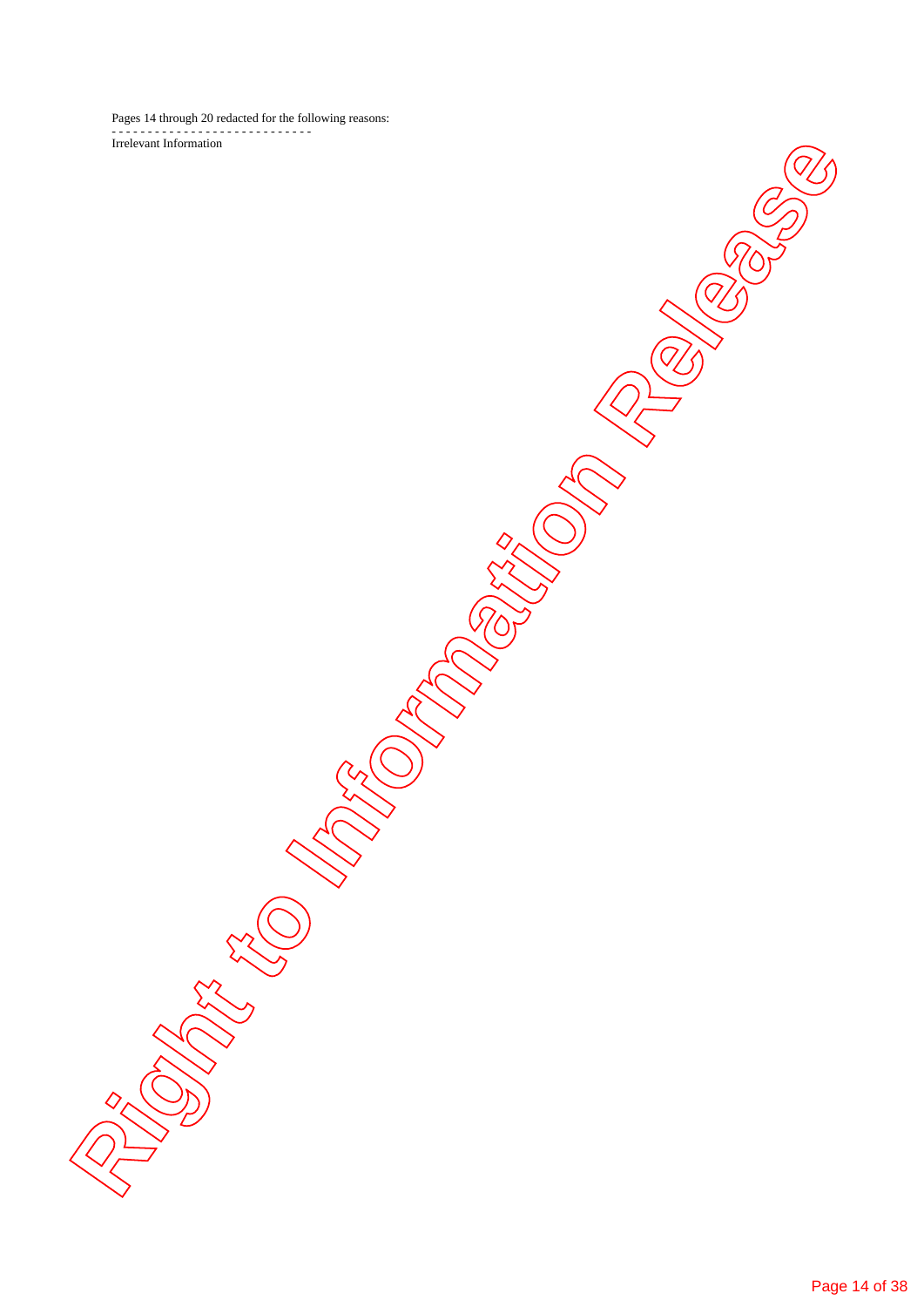Pages 14 through 20 redacted for the following reasons:
- - - - - - - - - - - - - - - - - - - - - - - - - - - -
Irrelevant Information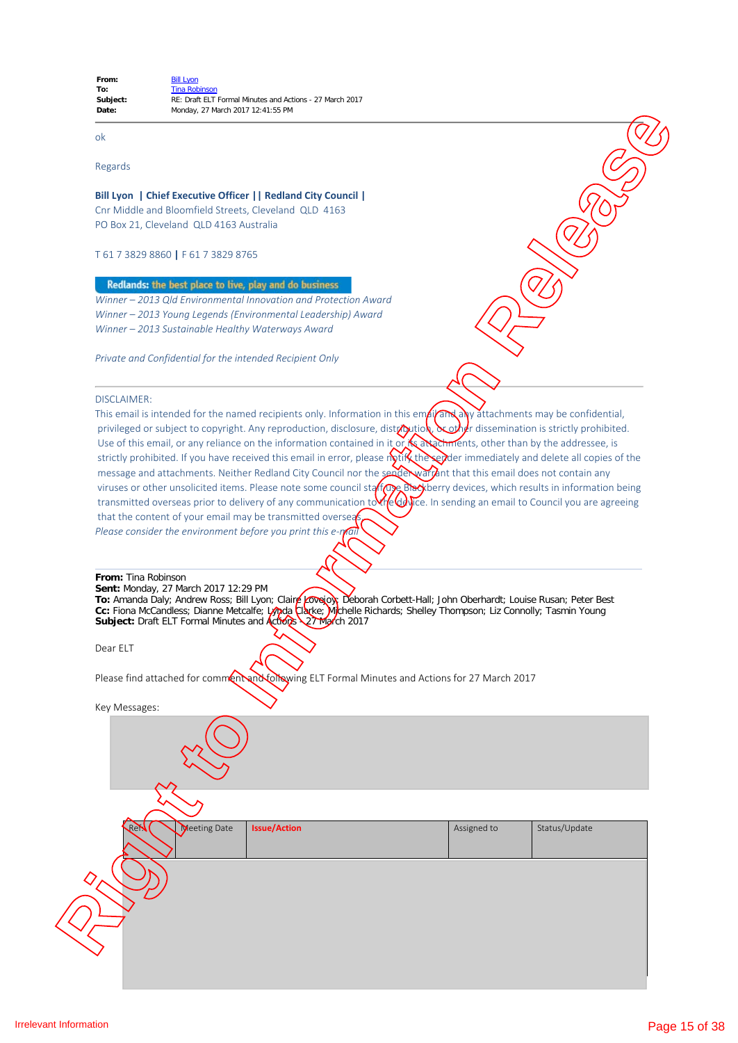**From:** Bill Lyon
**To:** Tina Robinson
**Subject:** RE: Draft ELT Formal Minutes and Actions - 27 March 2017
**Date:** Monday, 27 March 2017 12:41:55 PM

ok

Regards

**Bill Lyon | Chief Executive Officer || Redland City Council |**
Cnr Middle and Bloomfield Streets, Cleveland QLD 4163
PO Box 21, Cleveland QLD 4163 Australia

T 61 7 3829 8860 | F 61 7 3829 8765

**Redlands: the best place to live, play and do business**

*Winner – 2013 Qld Environmental Innovation and Protection Award*
*Winner – 2013 Young Legends (Environmental Leadership) Award*
*Winner – 2013 Sustainable Healthy Waterways Award*

*Private and Confidential for the intended Recipient Only*

---

DISCLAIMER:
This email is intended for the named recipients only. Information in this email and any attachments may be confidential, privileged or subject to copyright. Any reproduction, disclosure, distribution, or other dissemination is strictly prohibited. Use of this email, or any reliance on the information contained in it or its attachments, other than by the addressee, is strictly prohibited. If you have received this email in error, please notify the sender immediately and delete all copies of the message and attachments. Neither Redland City Council nor the sender warrant that this email does not contain any viruses or other unsolicited items. Please note some council staff use Blackberry devices, which results in information being transmitted overseas prior to delivery of any communication to the device. In sending an email to Council you are agreeing that the content of your email may be transmitted overseas.
*Please consider the environment before you print this e-mail*

---

**From:** Tina Robinson
**Sent:** Monday, 27 March 2017 12:29 PM
**To:** Amanda Daly; Andrew Ross; Bill Lyon; Claire Lovejoy; Deborah Corbett-Hall; John Oberhardt; Louise Rusan; Peter Best
**Cc:** Fiona McCandless; Dianne Metcalfe; Lynda Clarke; Michelle Richards; Shelley Thompson; Liz Connolly; Tasmin Young
**Subject:** Draft ELT Formal Minutes and Actions - 27 March 2017

Dear ELT

Please find attached for comment and following ELT Formal Minutes and Actions for 27 March 2017

Key Messages:

| Ref | Meeting Date | Issue/Action | Assigned to | Status/Update |
|---|---|---|---|---|
| | | | | |

Irrelevant Information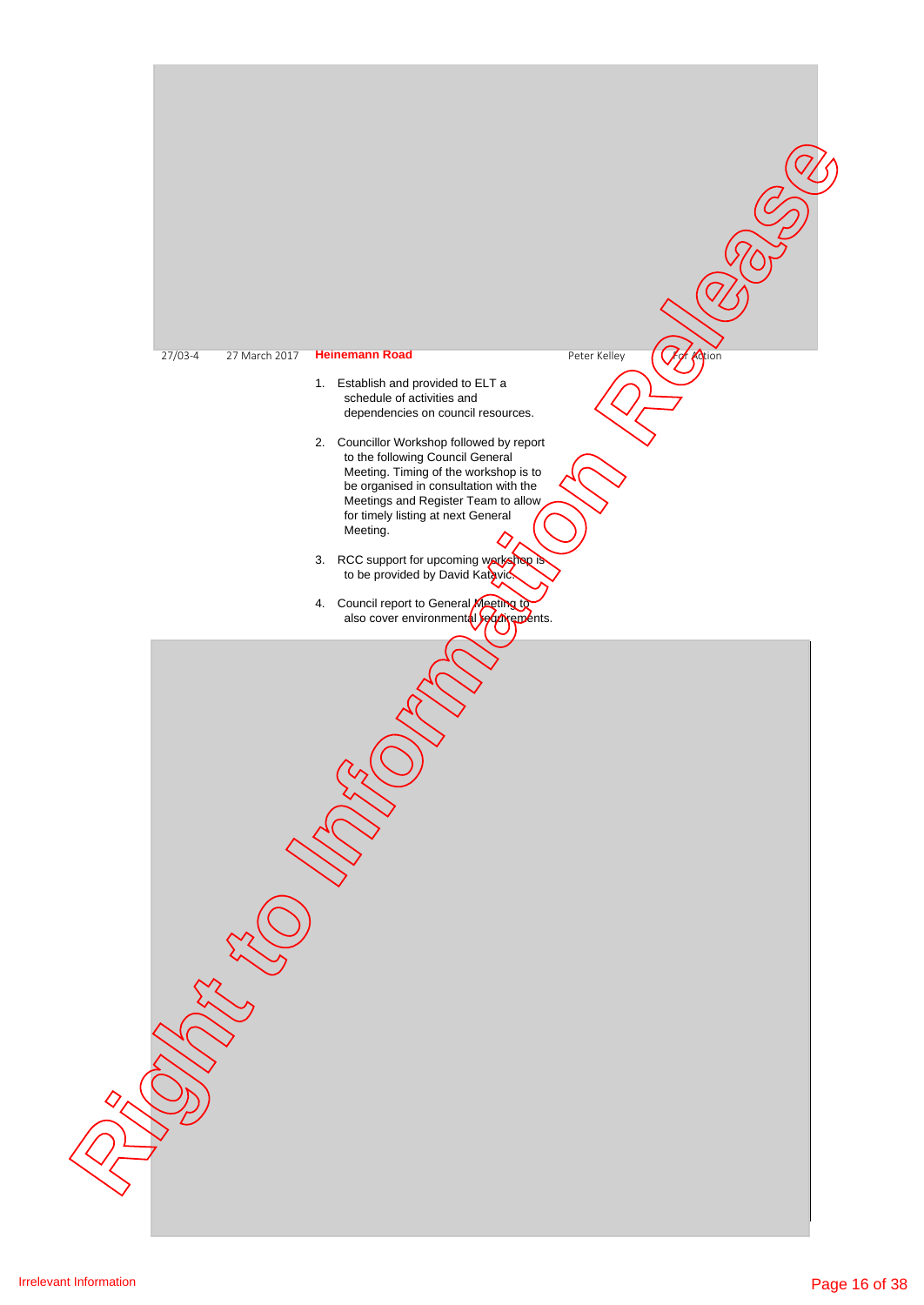| | | | | |
|---|---|---|---|---|
| 27/03-4 | 27 March 2017 | **Heinemann Road**<br><br>1. Establish and provided to ELT a schedule of activities and dependencies on council resources.<br><br>2. Councillor Workshop followed by report to the following Council General Meeting. Timing of the workshop is to be organised in consultation with the Meetings and Register Team to allow for timely listing at next General Meeting.<br><br>3. RCC support for upcoming workshop is to be provided by David Katavic.<br><br>4. Council report to General Meeting to also cover environmental requirements. | Peter Kelley | For Action |

Right to Information Release

Irrelevant Information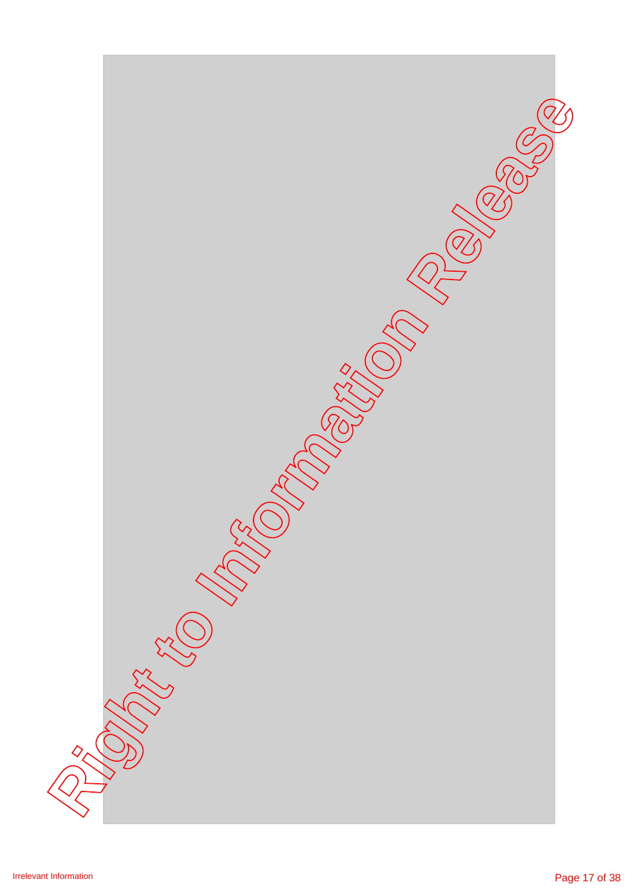Irrelevant Information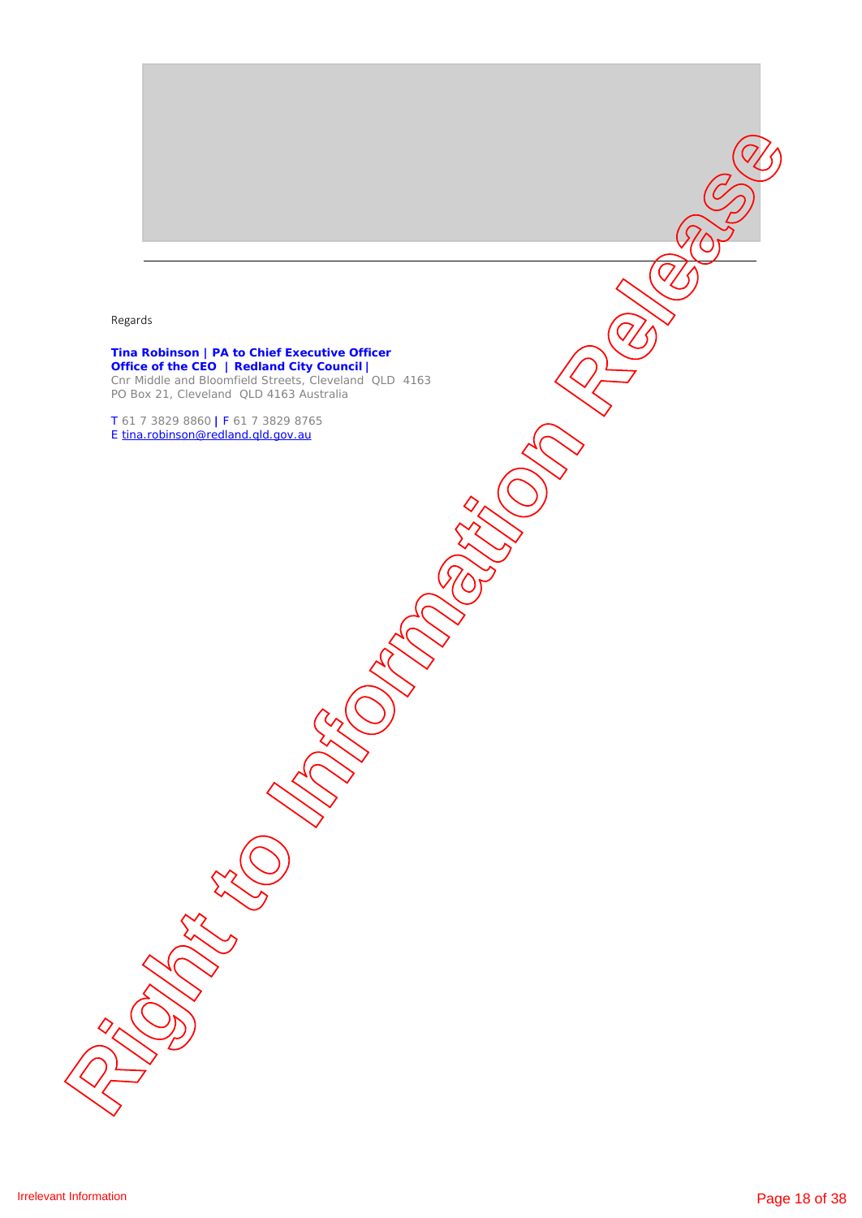---

Regards

**Tina Robinson | PA to Chief Executive Officer**
**Office of the CEO | Redland City Council |**
Cnr Middle and Bloomfield Streets, Cleveland QLD 4163
PO Box 21, Cleveland QLD 4163 Australia

T 61 7 3829 8860 | F 61 7 3829 8765
E tina.robinson@redland.qld.gov.au

Irrelevant Information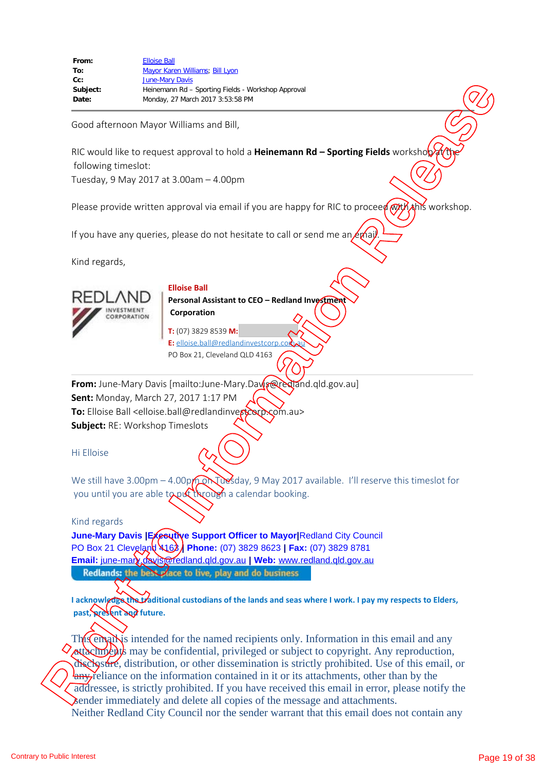| | |
|---|---|
| **From:** | Elloise Ball |
| **To:** | Mayor Karen Williams; Bill Lyon |
| **Cc:** | June-Mary Davis |
| **Subject:** | Heinemann Rd – Sporting Fields - Workshop Approval |
| **Date:** | Monday, 27 March 2017 3:53:58 PM |

Good afternoon Mayor Williams and Bill,

RIC would like to request approval to hold a **Heinemann Rd – Sporting Fields** workshop at the following timeslot:
Tuesday, 9 May 2017 at 3.00am – 4.00pm

Please provide written approval via email if you are happy for RIC to proceed with this workshop.

If you have any queries, please do not hesitate to call or send me an email.

Kind regards,

REDLAND INVESTMENT CORPORATION

**Elloise Ball**
**Personal Assistant to CEO – Redland Investment Corporation**

**T:** (07) 3829 8539 **M:**
**E:** elloise.ball@redlandinvestcorp.com.au
PO Box 21, Cleveland QLD 4163

---

**From:** June-Mary Davis [mailto:June-Mary.Davis@redland.qld.gov.au]
**Sent:** Monday, March 27, 2017 1:17 PM
**To:** Elloise Ball <elloise.ball@redlandinvestcorp.com.au>
**Subject:** RE: Workshop Timeslots

Hi Elloise

We still have 3.00pm – 4.00pm on Tuesday, 9 May 2017 available. I'll reserve this timeslot for you until you are able to put through a calendar booking.

Kind regards

**June-Mary Davis |Executive Support Officer to Mayor|**Redland City Council
PO Box 21 Cleveland 4163 | **Phone:** (07) 3829 8623 | **Fax:** (07) 3829 8781
**Email:** june-mary.davis@redland.qld.gov.au | **Web:** www.redland.qld.gov.au
**Redlands:** the best place to live, play and do business

**I acknowledge the traditional custodians of the lands and seas where I work. I pay my respects to Elders, past, present and future.**

This email is intended for the named recipients only. Information in this email and any attachments may be confidential, privileged or subject to copyright. Any reproduction, disclosure, distribution, or other dissemination is strictly prohibited. Use of this email, or any reliance on the information contained in it or its attachments, other than by the addressee, is strictly prohibited. If you have received this email in error, please notify the sender immediately and delete all copies of the message and attachments.
Neither Redland City Council nor the sender warrant that this email does not contain any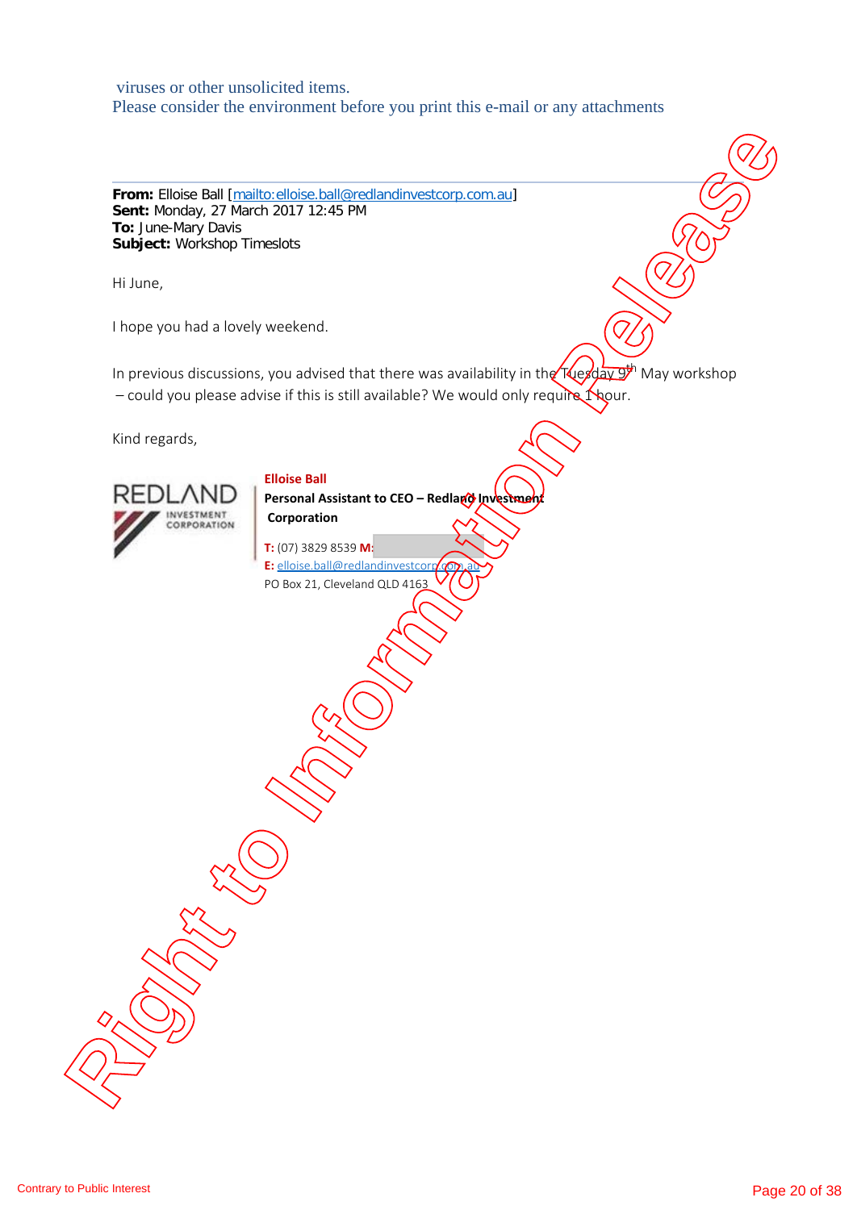viruses or other unsolicited items.
Please consider the environment before you print this e-mail or any attachments

---

**From:** Elloise Ball [mailto:elloise.ball@redlandinvestcorp.com.au]
**Sent:** Monday, 27 March 2017 12:45 PM
**To:** June-Mary Davis
**Subject:** Workshop Timeslots

Hi June,

I hope you had a lovely weekend.

In previous discussions, you advised that there was availability in the Tuesday 9th May workshop – could you please advise if this is still available? We would only require 1 hour.

Kind regards,

REDLAND INVESTMENT CORPORATION

**Elloise Ball**
**Personal Assistant to CEO – Redland Investment Corporation**

**T:** (07) 3829 8539 **M:**
**E:** elloise.ball@redlandinvestcorp.com.au
PO Box 21, Cleveland QLD 4163

Right to Information Release

Contrary to Public Interest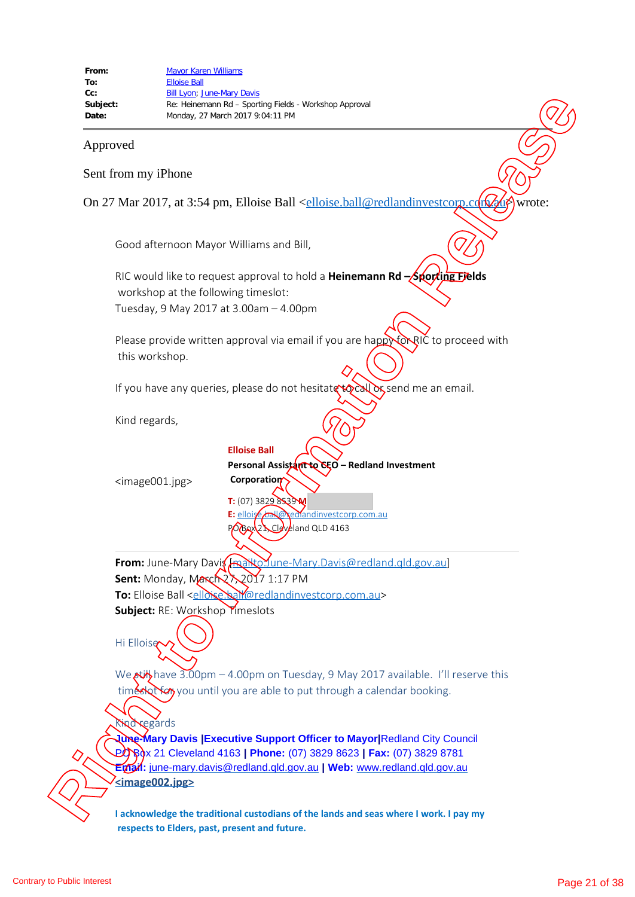**From:** Mayor Karen Williams
**To:** Elloise Ball
**Cc:** Bill Lyon; June-Mary Davis
**Subject:** Re: Heinemann Rd – Sporting Fields - Workshop Approval
**Date:** Monday, 27 March 2017 9:04:11 PM

---

Approved

Sent from my iPhone

On 27 Mar 2017, at 3:54 pm, Elloise Ball <elloise.ball@redlandinvestcorp.com.au> wrote:

> Good afternoon Mayor Williams and Bill,
>
> RIC would like to request approval to hold a **Heinemann Rd – Sporting Fields** workshop at the following timeslot:
> Tuesday, 9 May 2017 at 3.00am – 4.00pm
>
> Please provide written approval via email if you are happy for RIC to proceed with this workshop.
>
> If you have any queries, please do not hesitate to call or send me an email.
>
> Kind regards,
>
> <image001.jpg>
>
> **Elloise Ball**
> **Personal Assistant to CEO – Redland Investment Corporation**
>
> **T:** (07) 3829 8539 **M**
> **E:** elloise.ball@redlandinvestcorp.com.au
> PO Box 21, Cleveland QLD 4163
>
> ---
>
> **From:** June-Mary Davis [mailto:June-Mary.Davis@redland.qld.gov.au]
> **Sent:** Monday, March 27, 2017 1:17 PM
> **To:** Elloise Ball <elloise.ball@redlandinvestcorp.com.au>
> **Subject:** RE: Workshop Timeslots
>
> Hi Elloise
>
> We still have 3.00pm – 4.00pm on Tuesday, 9 May 2017 available. I'll reserve this timeslot for you until you are able to put through a calendar booking.
>
> Kind regards
> **June-Mary Davis |Executive Support Officer to Mayor|**Redland City Council
> **PO Box** 21 Cleveland 4163 **| Phone:** (07) 3829 8623 **| Fax:** (07) 3829 8781
> **Email:** june-mary.davis@redland.qld.gov.au **| Web:** www.redland.qld.gov.au
> <image002.jpg>
>
> **I acknowledge the traditional custodians of the lands and seas where I work. I pay my respects to Elders, past, present and future.**

Contrary to Public Interest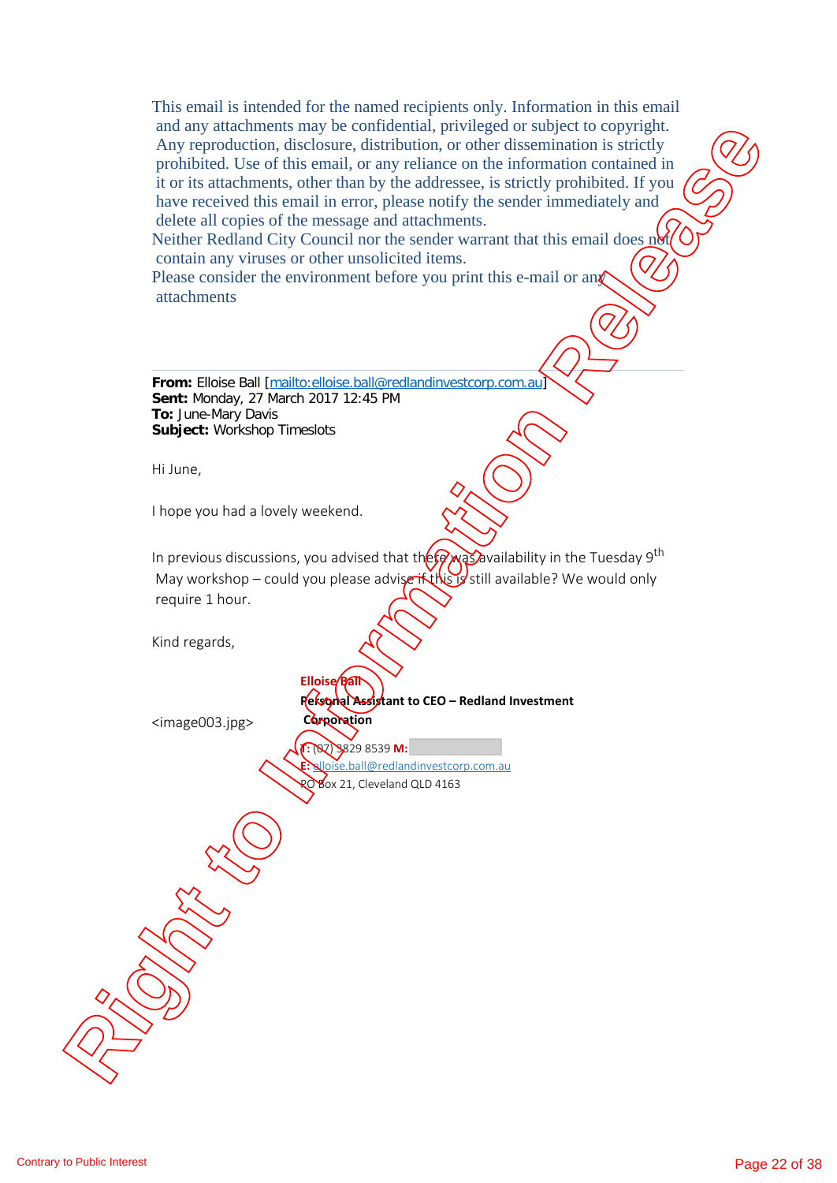This email is intended for the named recipients only. Information in this email and any attachments may be confidential, privileged or subject to copyright. Any reproduction, disclosure, distribution, or other dissemination is strictly prohibited. Use of this email, or any reliance on the information contained in it or its attachments, other than by the addressee, is strictly prohibited. If you have received this email in error, please notify the sender immediately and delete all copies of the message and attachments.
Neither Redland City Council nor the sender warrant that this email does not contain any viruses or other unsolicited items.
Please consider the environment before you print this e-mail or any attachments

---

**From:** Elloise Ball [mailto:elloise.ball@redlandinvestcorp.com.au]
**Sent:** Monday, 27 March 2017 12:45 PM
**To:** June-Mary Davis
**Subject:** Workshop Timeslots

Hi June,

I hope you had a lovely weekend.

In previous discussions, you advised that there was availability in the Tuesday 9th May workshop – could you please advise if this is still available? We would only require 1 hour.

Kind regards,

<image003.jpg>

**Elloise Ball**
**Personal Assistant to CEO – Redland Investment Corporation**
**T:** (07) 3829 8539 **M:**
**E:** elloise.ball@redlandinvestcorp.com.au
PO Box 21, Cleveland QLD 4163

Right to Information Release

Contrary to Public Interest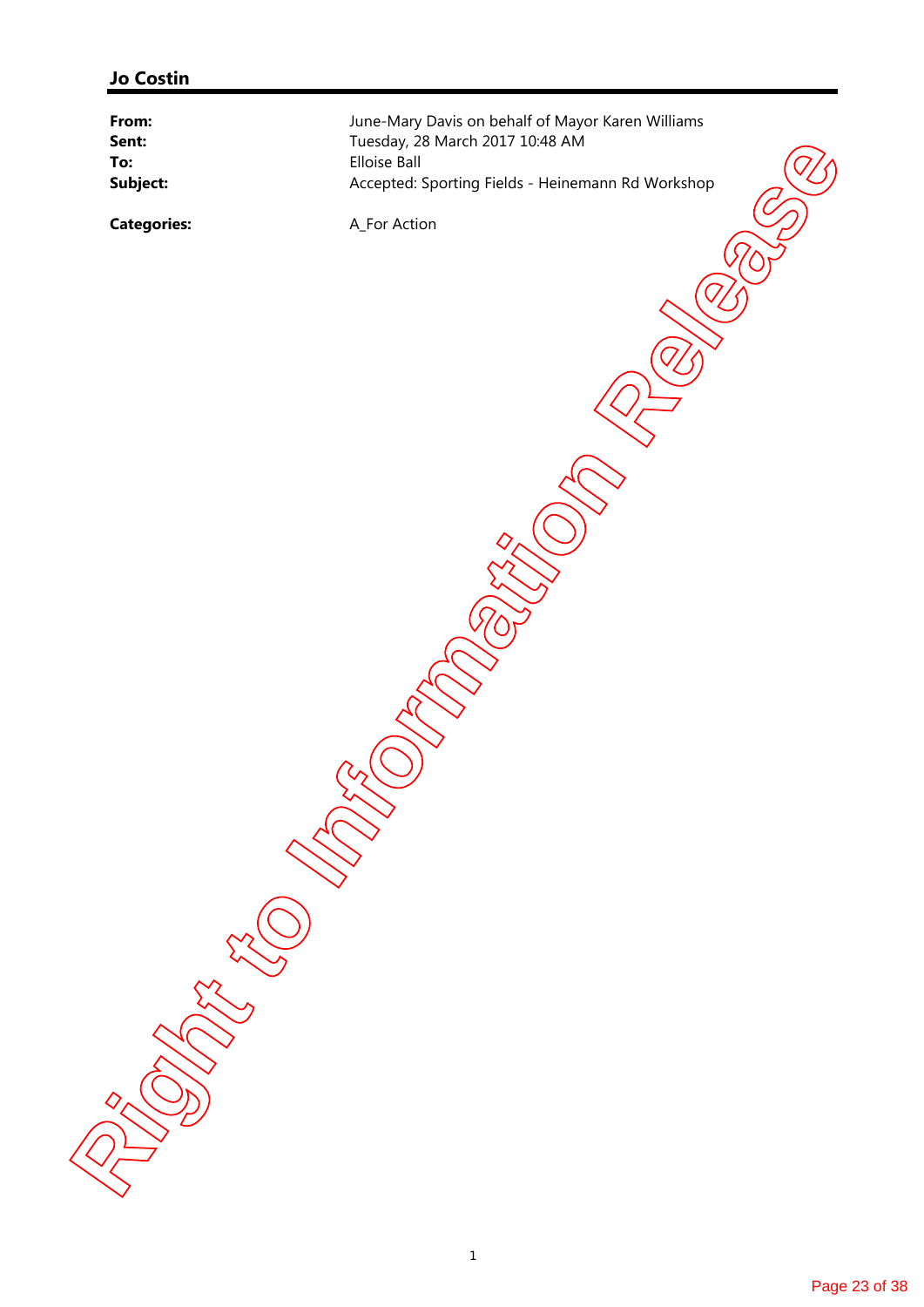**Jo Costin**

| | |
|---|---|
| **From:** | June-Mary Davis on behalf of Mayor Karen Williams |
| **Sent:** | Tuesday, 28 March 2017 10:48 AM |
| **To:** | Elloise Ball |
| **Subject:** | Accepted: Sporting Fields - Heinemann Rd Workshop |
| **Categories:** | A_For Action |

Right to Information Release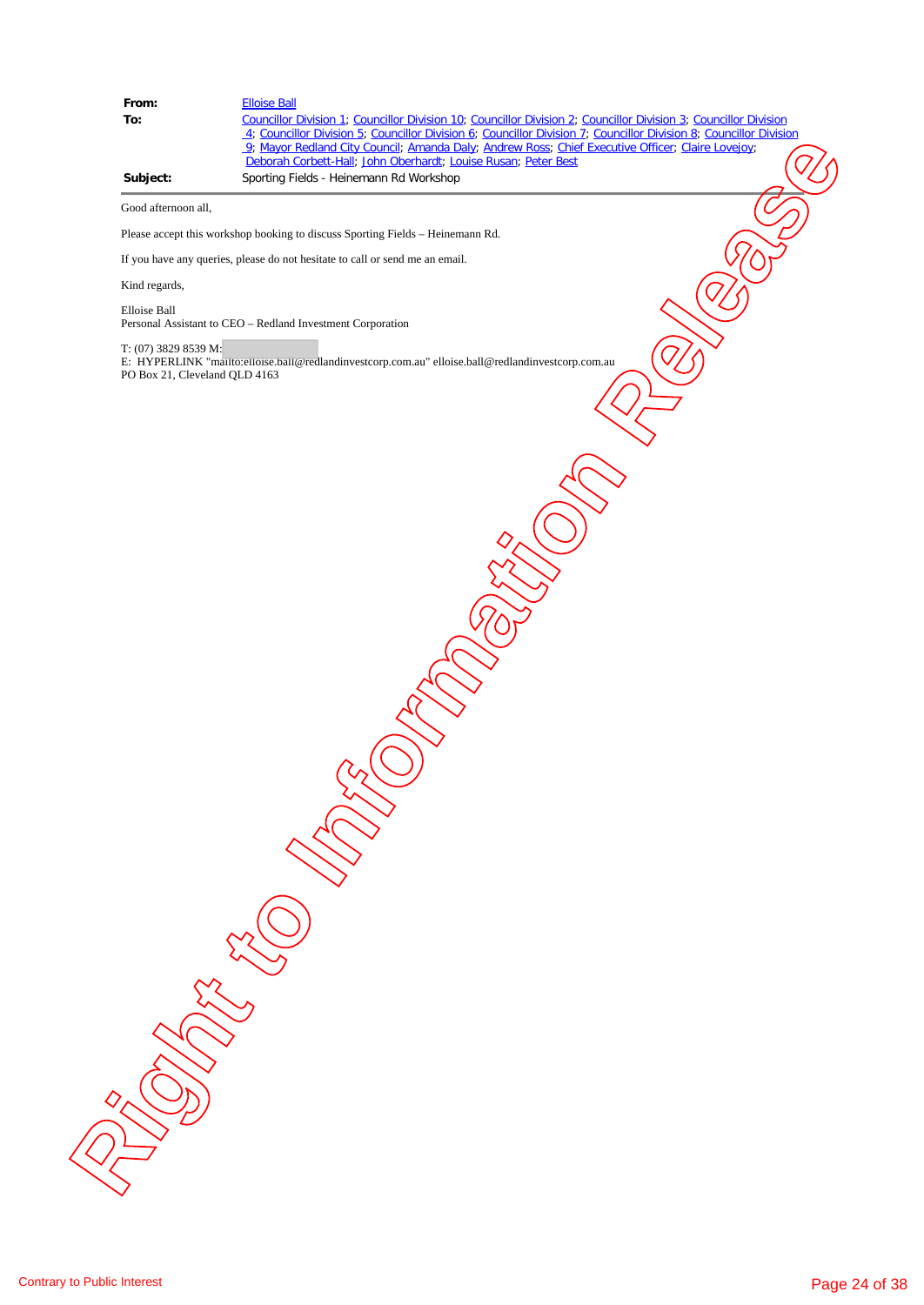**From:** Elloise Ball
**To:** Councillor Division 1; Councillor Division 10; Councillor Division 2; Councillor Division 3; Councillor Division 4; Councillor Division 5; Councillor Division 6; Councillor Division 7; Councillor Division 8; Councillor Division 9; Mayor Redland City Council; Amanda Daly; Andrew Ross; Chief Executive Officer; Claire Lovejoy; Deborah Corbett-Hall; John Oberhardt; Louise Rusan; Peter Best
**Subject:** Sporting Fields - Heinemann Rd Workshop

Good afternoon all,

Please accept this workshop booking to discuss Sporting Fields – Heinemann Rd.

If you have any queries, please do not hesitate to call or send me an email.

Kind regards,

Elloise Ball
Personal Assistant to CEO – Redland Investment Corporation

T: (07) 3829 8539 M:
E: HYPERLINK "mailto:elloise.ball@redlandinvestcorp.com.au" elloise.ball@redlandinvestcorp.com.au
PO Box 21, Cleveland QLD 4163

Right to Information Release

Contrary to Public Interest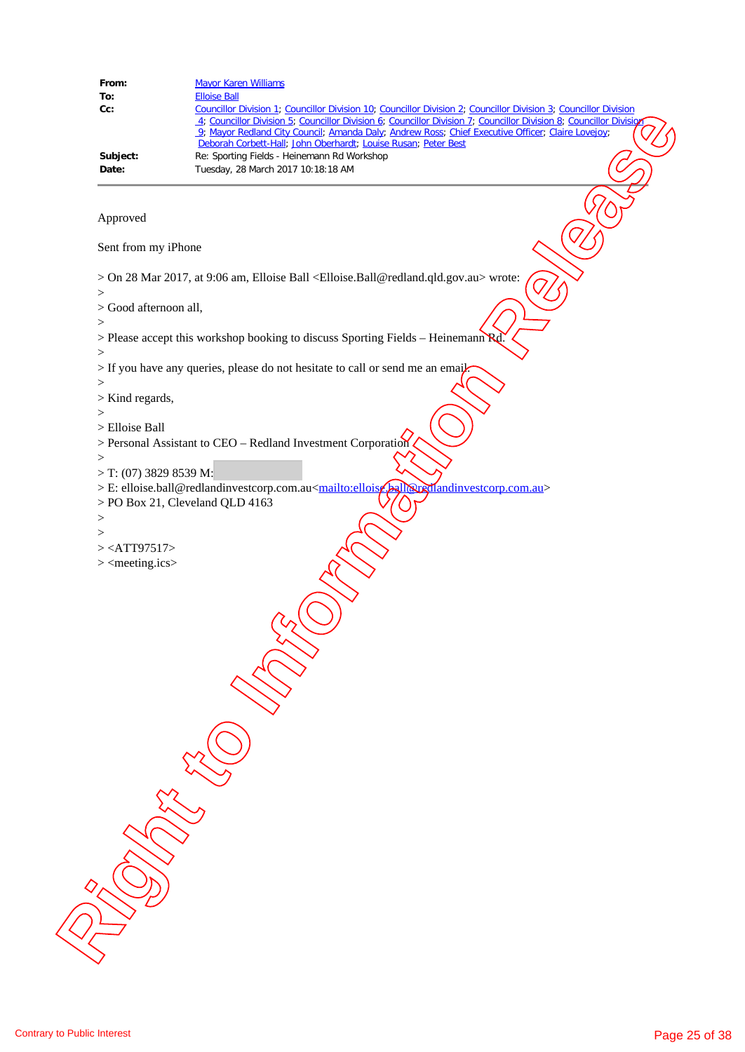**From:** Mayor Karen Williams
**To:** Elloise Ball
**Cc:** Councillor Division 1; Councillor Division 10; Councillor Division 2; Councillor Division 3; Councillor Division 4; Councillor Division 5; Councillor Division 6; Councillor Division 7; Councillor Division 8; Councillor Division 9; Mayor Redland City Council; Amanda Daly; Andrew Ross; Chief Executive Officer; Claire Lovejoy; Deborah Corbett-Hall; John Oberhardt; Louise Rusan; Peter Best
**Subject:** Re: Sporting Fields - Heinemann Rd Workshop
**Date:** Tuesday, 28 March 2017 10:18:18 AM

---

Approved

Sent from my iPhone

> On 28 Mar 2017, at 9:06 am, Elloise Ball <Elloise.Ball@redland.qld.gov.au> wrote:
>
> Good afternoon all,
>
> Please accept this workshop booking to discuss Sporting Fields – Heinemann Rd.
>
> If you have any queries, please do not hesitate to call or send me an email.
>
> Kind regards,
>
> Elloise Ball
> Personal Assistant to CEO – Redland Investment Corporation
>
> T: (07) 3829 8539 M:
> E: elloise.ball@redlandinvestcorp.com.au<mailto:elloise.ball@redlandinvestcorp.com.au>
> PO Box 21, Cleveland QLD 4163
>
>
> <ATT97517>
> <meeting.ics>

Right to Information Release

Contrary to Public Interest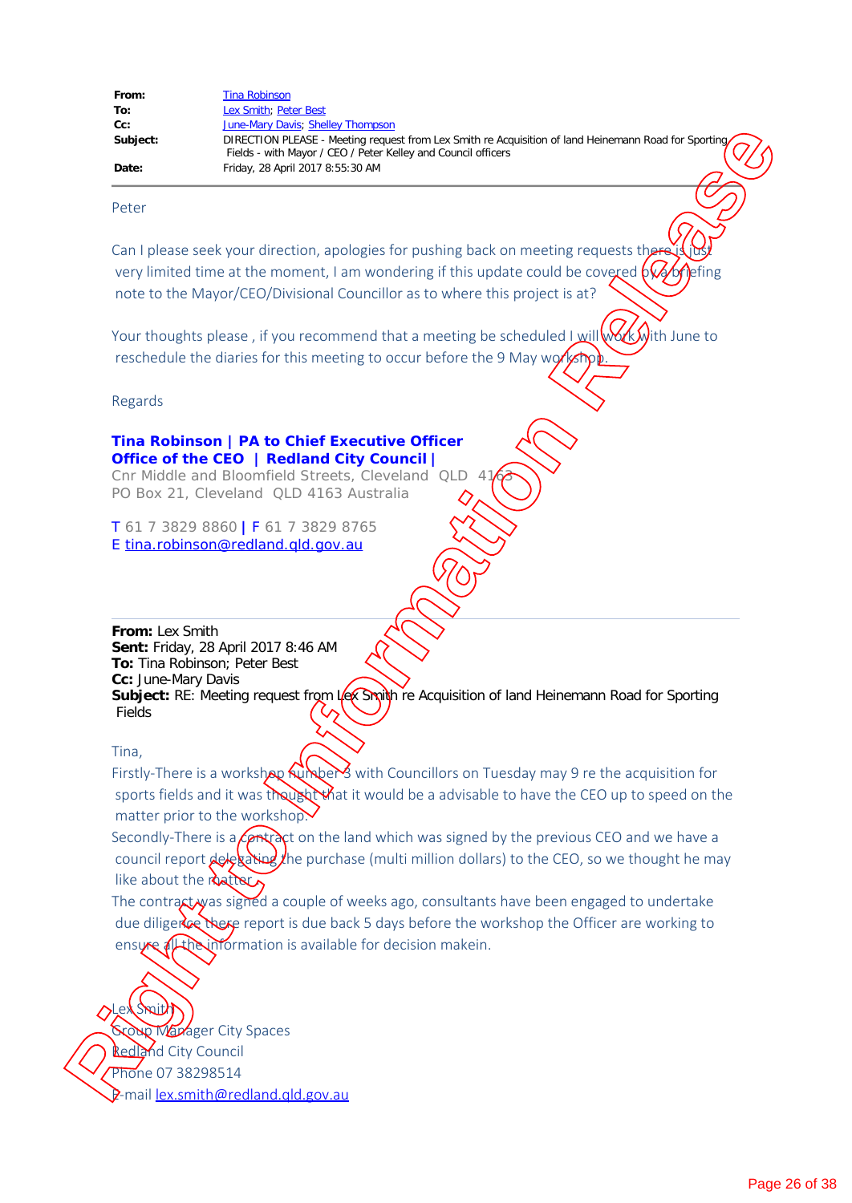| | |
|---|---|
| **From:** | Tina Robinson |
| **To:** | Lex Smith; Peter Best |
| **Cc:** | June-Mary Davis; Shelley Thompson |
| **Subject:** | DIRECTION PLEASE - Meeting request from Lex Smith re Acquisition of land Heinemann Road for Sporting Fields - with Mayor / CEO / Peter Kelley and Council officers |
| **Date:** | Friday, 28 April 2017 8:55:30 AM |

---

Peter

Can I please seek your direction, apologies for pushing back on meeting requests there is just very limited time at the moment, I am wondering if this update could be covered by a briefing note to the Mayor/CEO/Divisional Councillor as to where this project is at?

Your thoughts please , if you recommend that a meeting be scheduled I will work with June to reschedule the diaries for this meeting to occur before the 9 May workshop.

Regards

**Tina Robinson | PA to Chief Executive Officer**
**Office of the CEO | Redland City Council |**
Cnr Middle and Bloomfield Streets, Cleveland QLD 4163
PO Box 21, Cleveland QLD 4163 Australia

T 61 7 3829 8860 | F 61 7 3829 8765
E tina.robinson@redland.qld.gov.au

---

**From:** Lex Smith
**Sent:** Friday, 28 April 2017 8:46 AM
**To:** Tina Robinson; Peter Best
**Cc:** June-Mary Davis
**Subject:** RE: Meeting request from Lex Smith re Acquisition of land Heinemann Road for Sporting Fields

Tina,

Firstly-There is a workshop number 3 with Councillors on Tuesday may 9 re the acquisition for sports fields and it was thought that it would be a advisable to have the CEO up to speed on the matter prior to the workshop.

Secondly-There is a contract on the land which was signed by the previous CEO and we have a council report delegating the purchase (multi million dollars) to the CEO, so we thought he may like about the matter.

The contract was signed a couple of weeks ago, consultants have been engaged to undertake due diligence there report is due back 5 days before the workshop the Officer are working to ensure all the information is available for decision makein.

Lex Smith
Group Manager City Spaces
Redland City Council
Phone 07 38298514
E-mail lex.smith@redland.qld.gov.au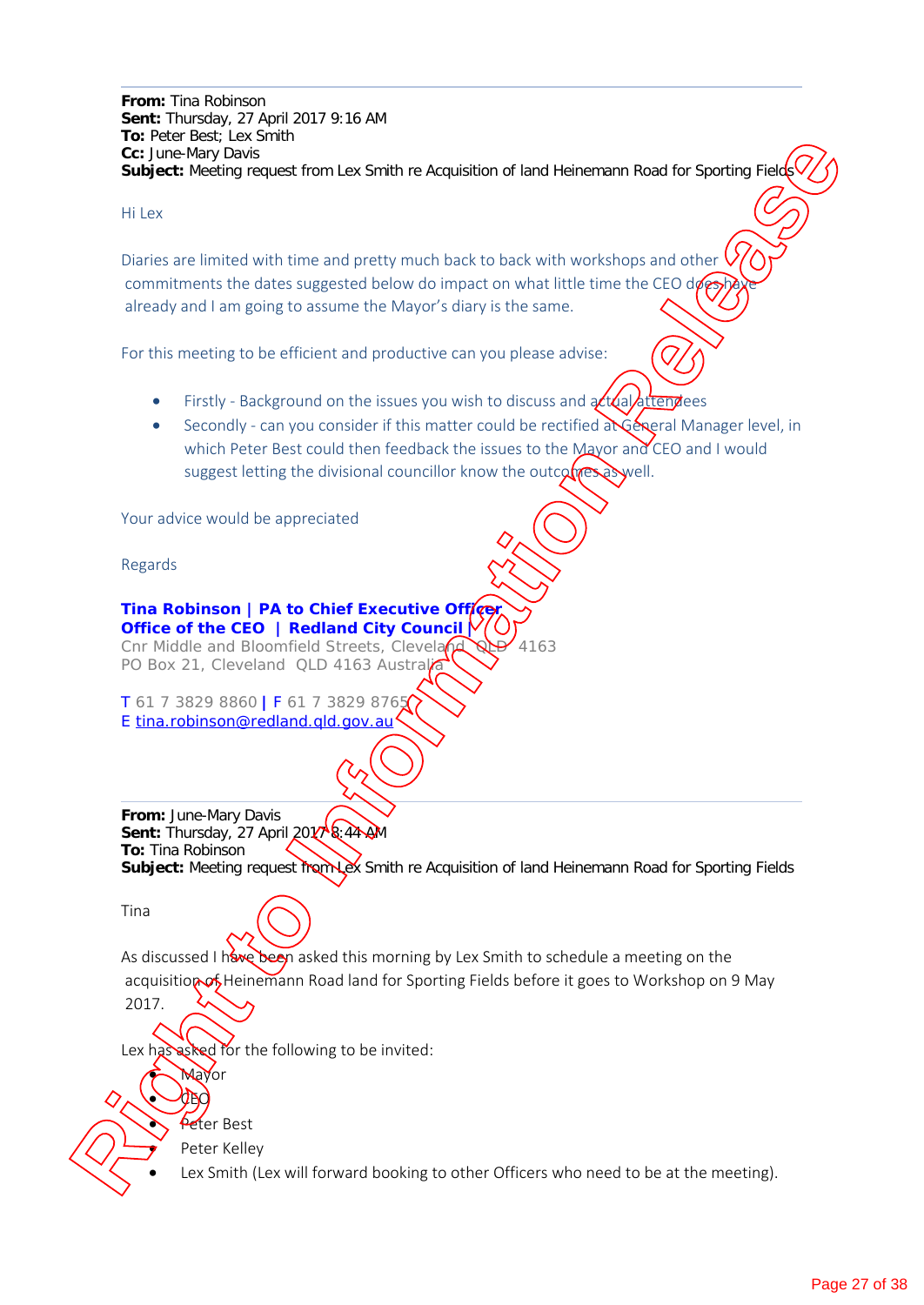**From:** Tina Robinson
**Sent:** Thursday, 27 April 2017 9:16 AM
**To:** Peter Best; Lex Smith
**Cc:** June-Mary Davis
**Subject:** Meeting request from Lex Smith re Acquisition of land Heinemann Road for Sporting Fields

Hi Lex

Diaries are limited with time and pretty much back to back with workshops and other commitments the dates suggested below do impact on what little time the CEO does have already and I am going to assume the Mayor's diary is the same.

For this meeting to be efficient and productive can you please advise:

- Firstly - Background on the issues you wish to discuss and actual attendees
- Secondly - can you consider if this matter could be rectified at General Manager level, in which Peter Best could then feedback the issues to the Mayor and CEO and I would suggest letting the divisional councillor know the outcomes as well.

Your advice would be appreciated

Regards

**Tina Robinson | PA to Chief Executive Officer**
**Office of the CEO | Redland City Council |**
Cnr Middle and Bloomfield Streets, Cleveland QLD 4163
PO Box 21, Cleveland QLD 4163 Australia

T 61 7 3829 8860 | F 61 7 3829 8765
E tina.robinson@redland.qld.gov.au

---

**From:** June-Mary Davis
**Sent:** Thursday, 27 April 2017 8:44 AM
**To:** Tina Robinson
**Subject:** Meeting request from Lex Smith re Acquisition of land Heinemann Road for Sporting Fields

Tina

As discussed I have been asked this morning by Lex Smith to schedule a meeting on the acquisition of Heinemann Road land for Sporting Fields before it goes to Workshop on 9 May 2017.

Lex has asked for the following to be invited:

- Mayor
- CEO
- Peter Best
- Peter Kelley
- Lex Smith (Lex will forward booking to other Officers who need to be at the meeting).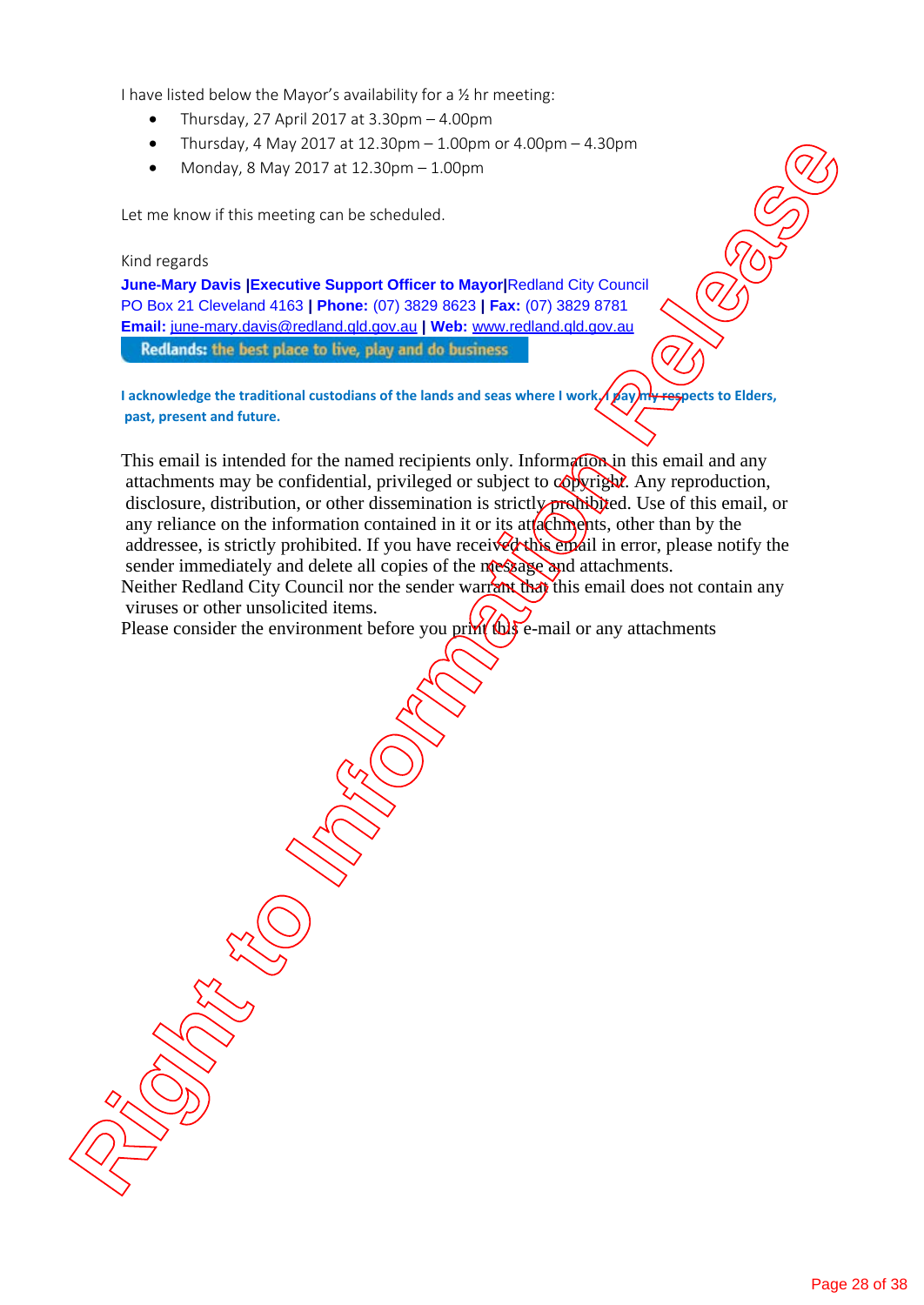I have listed below the Mayor's availability for a ½ hr meeting:

- Thursday, 27 April 2017 at 3.30pm – 4.00pm
- Thursday, 4 May 2017 at 12.30pm – 1.00pm or 4.00pm – 4.30pm
- Monday, 8 May 2017 at 12.30pm – 1.00pm

Let me know if this meeting can be scheduled.

Kind regards

**June-Mary Davis |Executive Support Officer to Mayor|**Redland City Council
PO Box 21 Cleveland 4163 **| Phone:** (07) 3829 8623 **| Fax:** (07) 3829 8781
**Email:** june-mary.davis@redland.qld.gov.au **| Web:** www.redland.qld.gov.au

**Redlands:** the best place to live, play and do business

**I acknowledge the traditional custodians of the lands and seas where I work. I pay my respects to Elders, past, present and future.**

This email is intended for the named recipients only. Information in this email and any attachments may be confidential, privileged or subject to copyright. Any reproduction, disclosure, distribution, or other dissemination is strictly prohibited. Use of this email, or any reliance on the information contained in it or its attachments, other than by the addressee, is strictly prohibited. If you have received this email in error, please notify the sender immediately and delete all copies of the message and attachments.
Neither Redland City Council nor the sender warrant that this email does not contain any viruses or other unsolicited items.
Please consider the environment before you print this e-mail or any attachments

Right to Information Release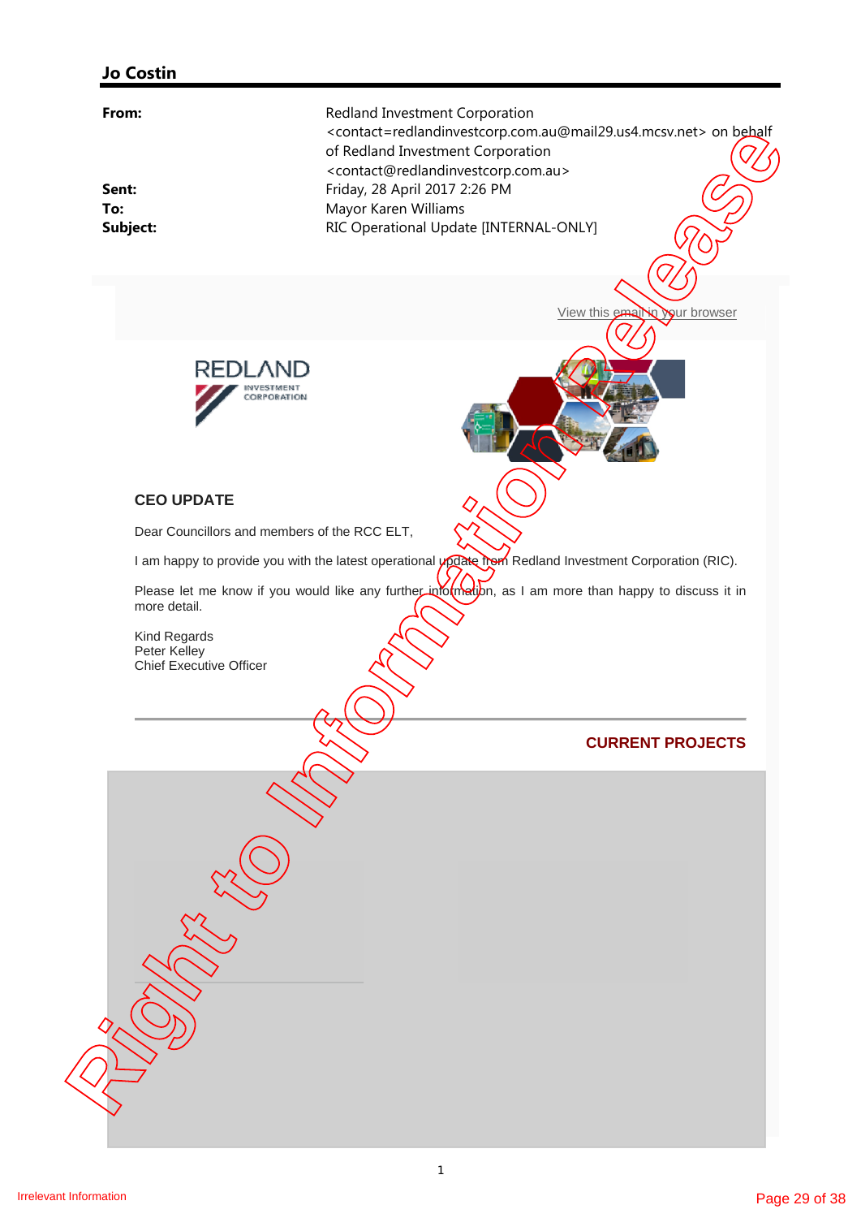## Jo Costin

| | |
|---|---|
| **From:** | Redland Investment Corporation <contact=redlandinvestcorp.com.au@mail29.us4.mcsv.net> on behalf of Redland Investment Corporation <contact@redlandinvestcorp.com.au> |
| **Sent:** | Friday, 28 April 2017 2:26 PM |
| **To:** | Mayor Karen Williams |
| **Subject:** | RIC Operational Update [INTERNAL-ONLY] |

View this email in your browser

REDLAND INVESTMENT CORPORATION

### CEO UPDATE

Dear Councillors and members of the RCC ELT,

I am happy to provide you with the latest operational update from Redland Investment Corporation (RIC).

Please let me know if you would like any further information, as I am more than happy to discuss it in more detail.

Kind Regards
Peter Kelley
Chief Executive Officer

---

**CURRENT PROJECTS**

Irrelevant Information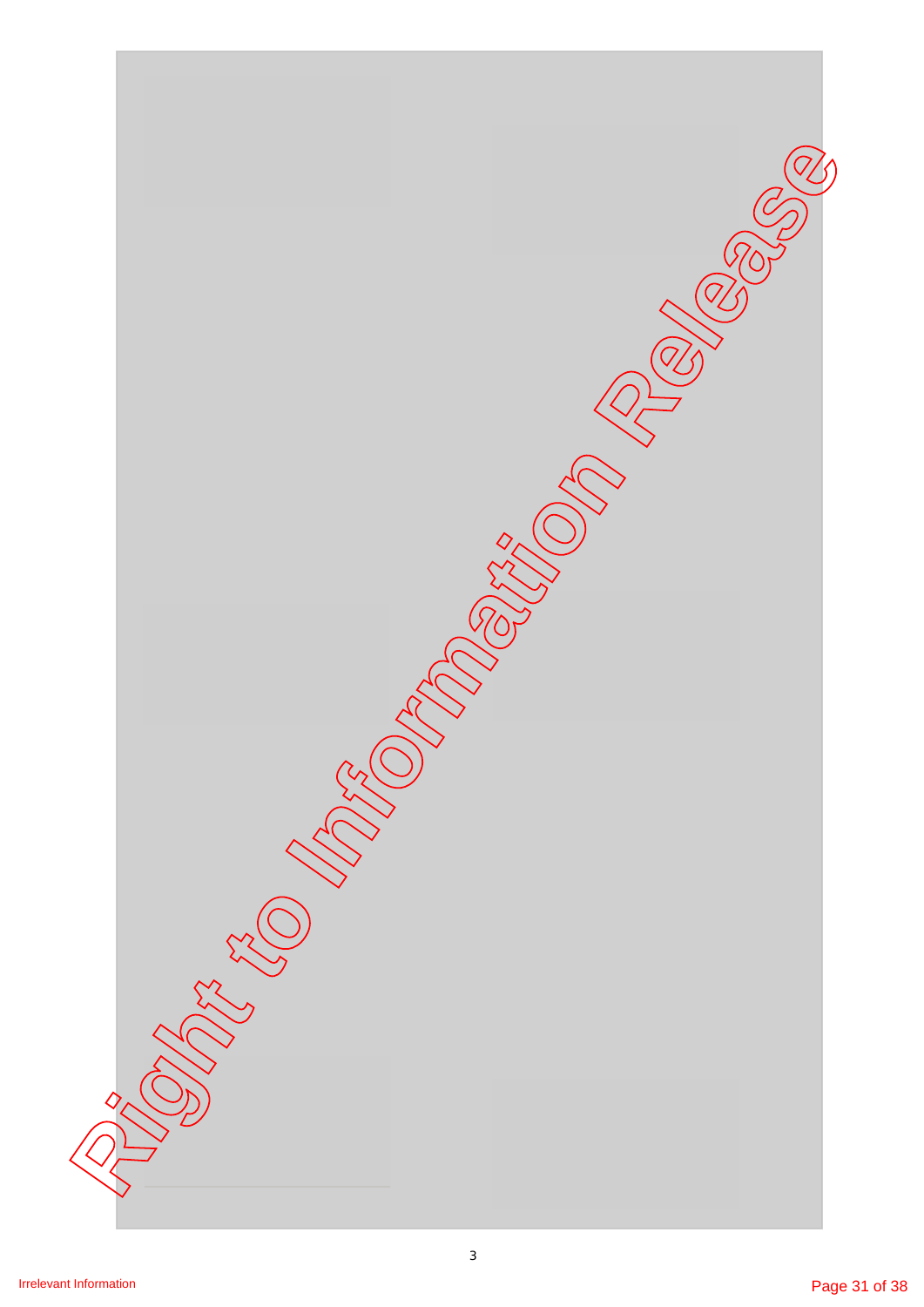Irrelevant Information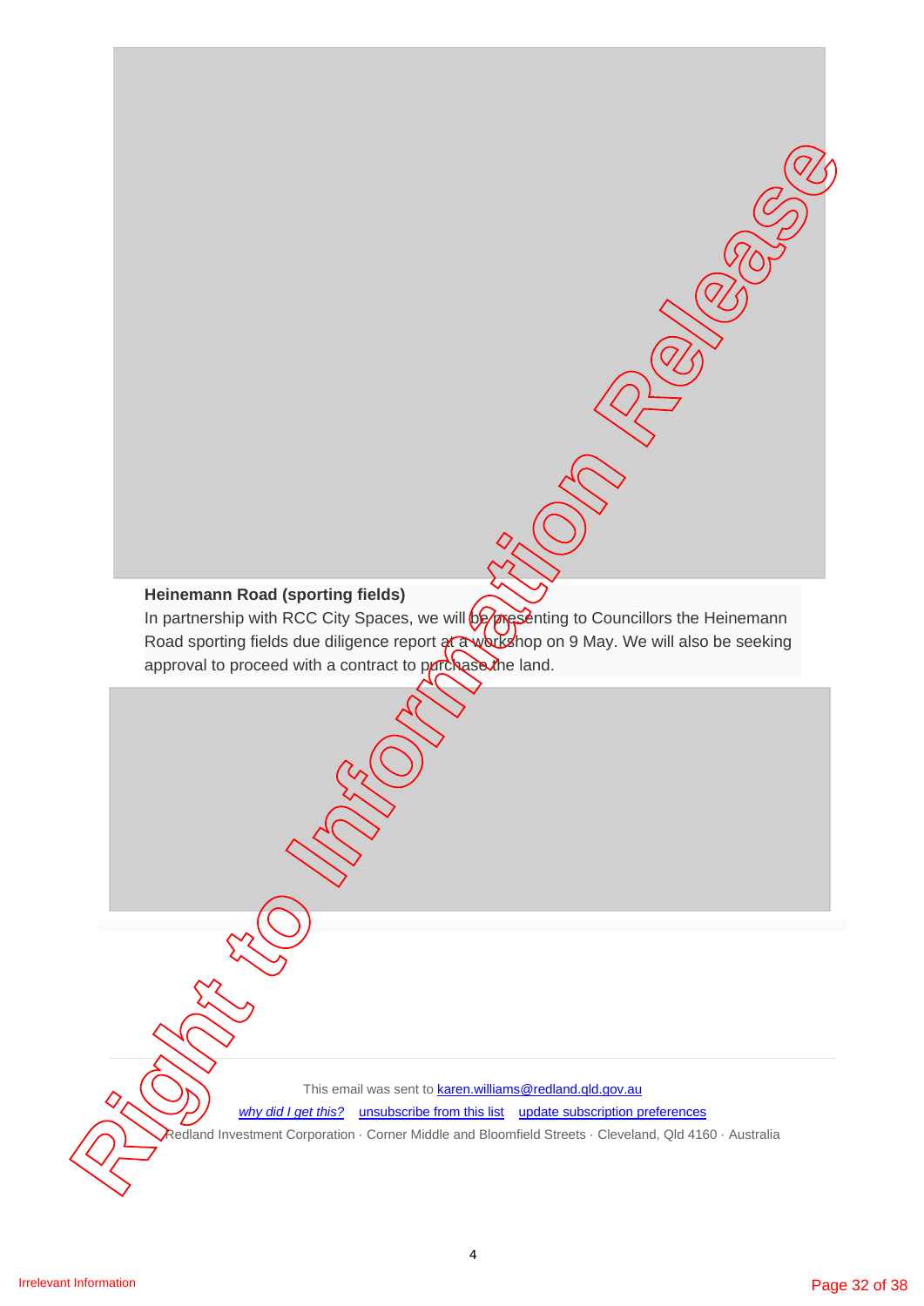**Heinemann Road (sporting fields)**

In partnership with RCC City Spaces, we will be presenting to Councillors the Heinemann Road sporting fields due diligence report at a workshop on 9 May. We will also be seeking approval to proceed with a contract to purchase the land.

This email was sent to karen.williams@redland.qld.gov.au

*why did I get this?* unsubscribe from this list update subscription preferences

Redland Investment Corporation · Corner Middle and Bloomfield Streets · Cleveland, Qld 4160 · Australia

Irrelevant Information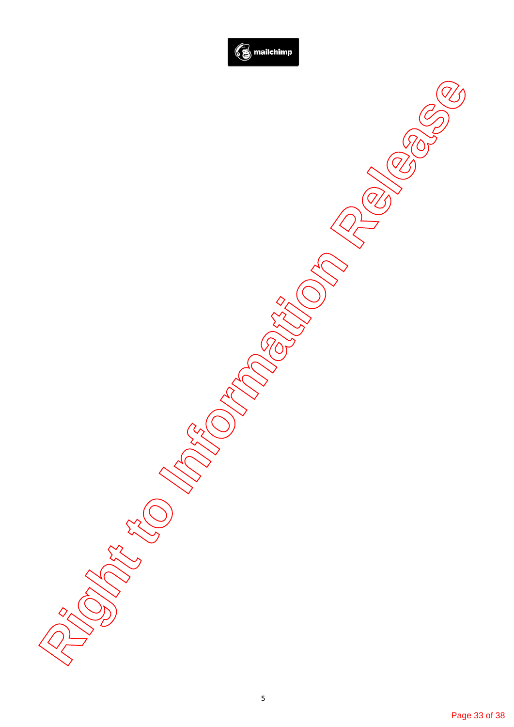mailchimp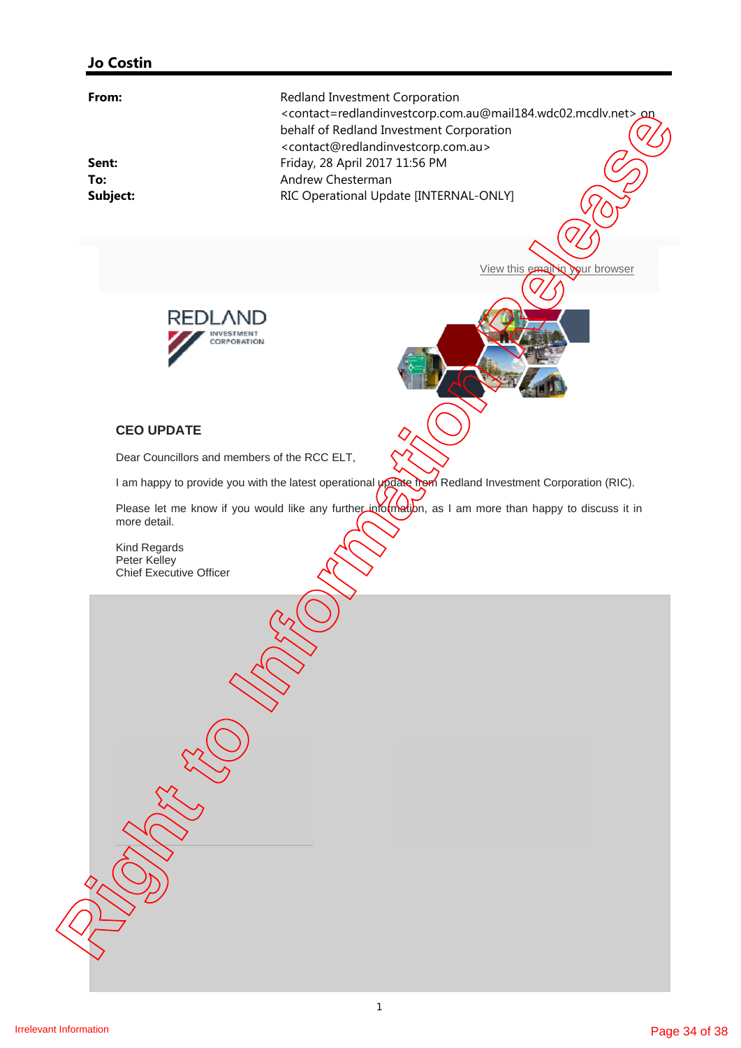**Jo Costin**

| | |
|---|---|
| **From:** | Redland Investment Corporation <contact=redlandinvestcorp.com.au@mail184.wdc02.mcdlv.net> on behalf of Redland Investment Corporation <contact@redlandinvestcorp.com.au> |
| **Sent:** | Friday, 28 April 2017 11:56 PM |
| **To:** | Andrew Chesterman |
| **Subject:** | RIC Operational Update [INTERNAL-ONLY] |

View this email in your browser

REDLAND INVESTMENT CORPORATION

### CEO UPDATE

Dear Councillors and members of the RCC ELT,

I am happy to provide you with the latest operational update from Redland Investment Corporation (RIC).

Please let me know if you would like any further information, as I am more than happy to discuss it in more detail.

Kind Regards
Peter Kelley
Chief Executive Officer

Right to Information release

Irrelevant Information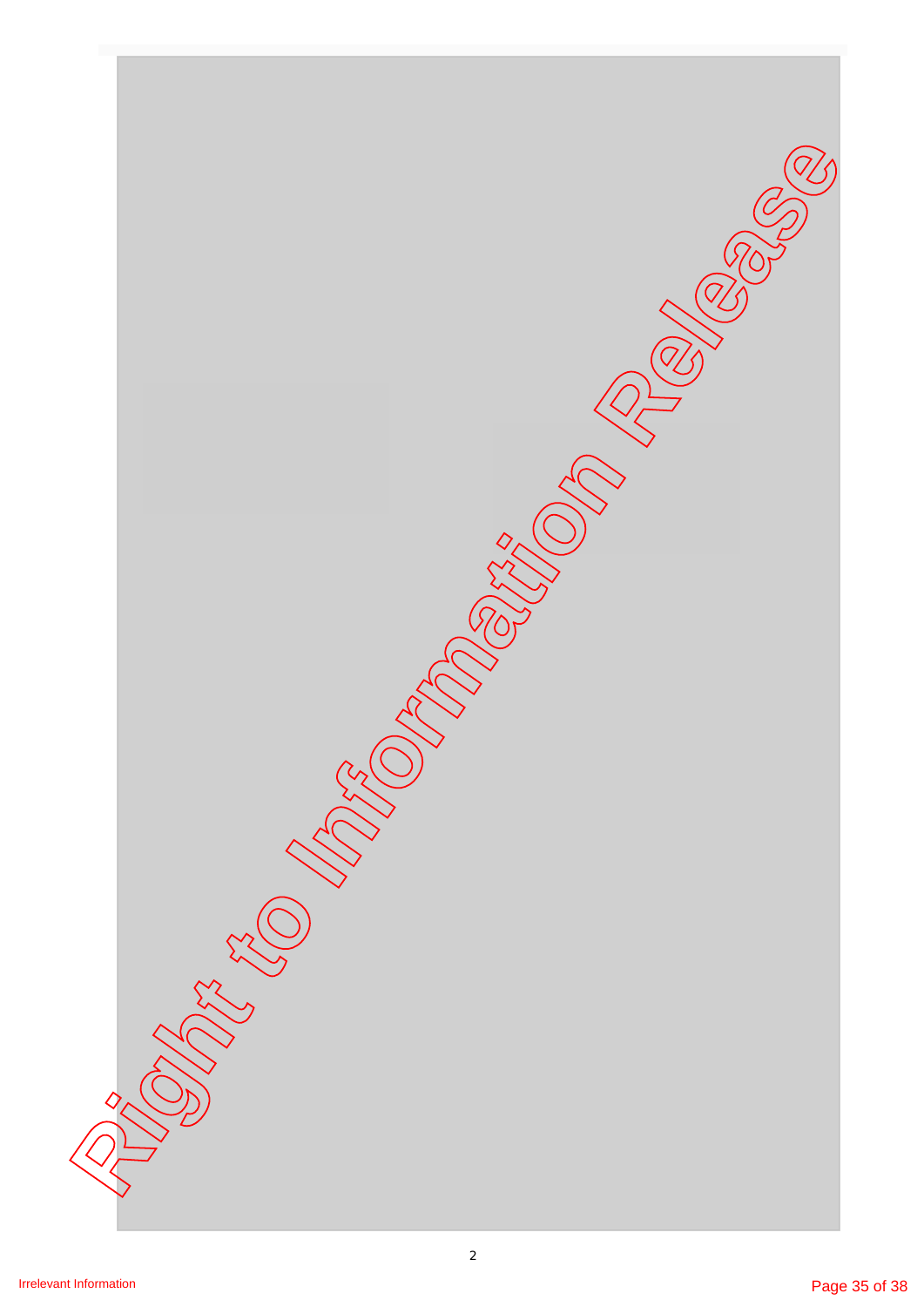Irrelevant Information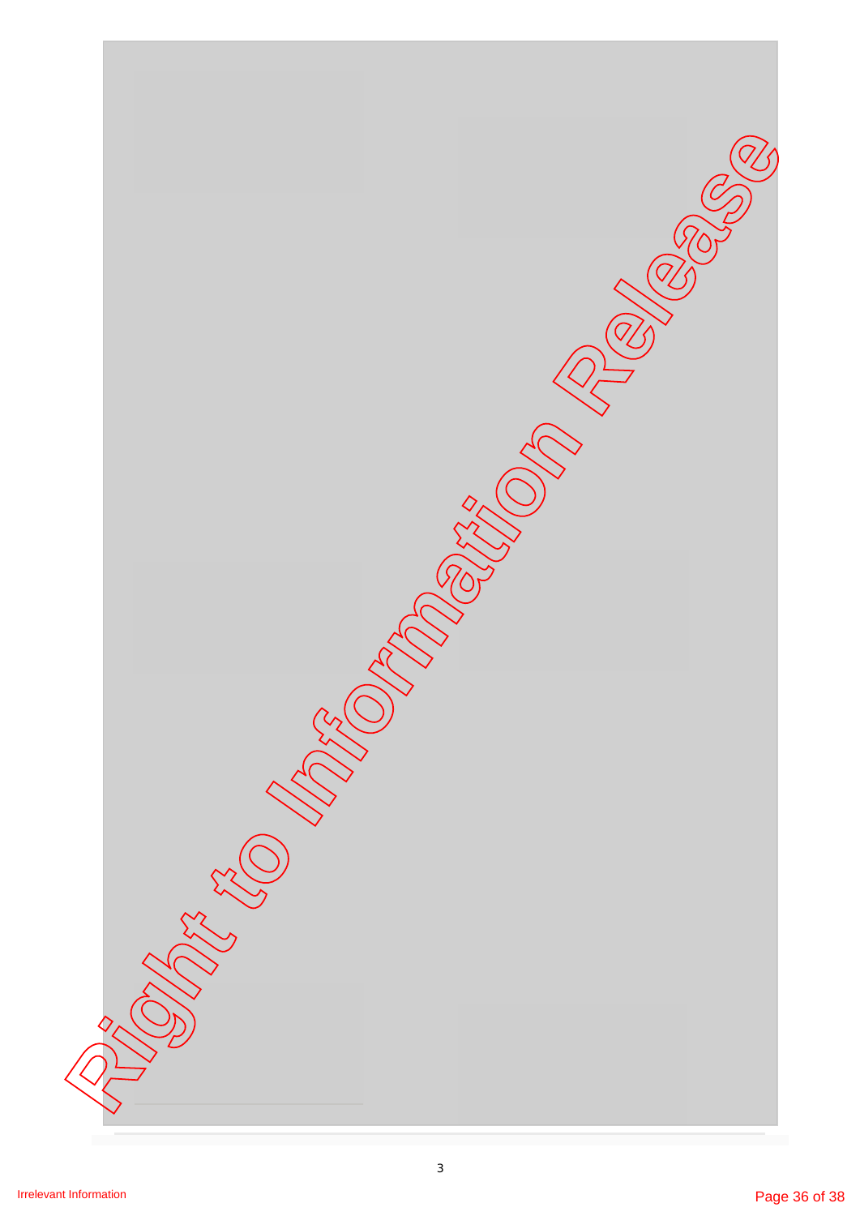Irrelevant Information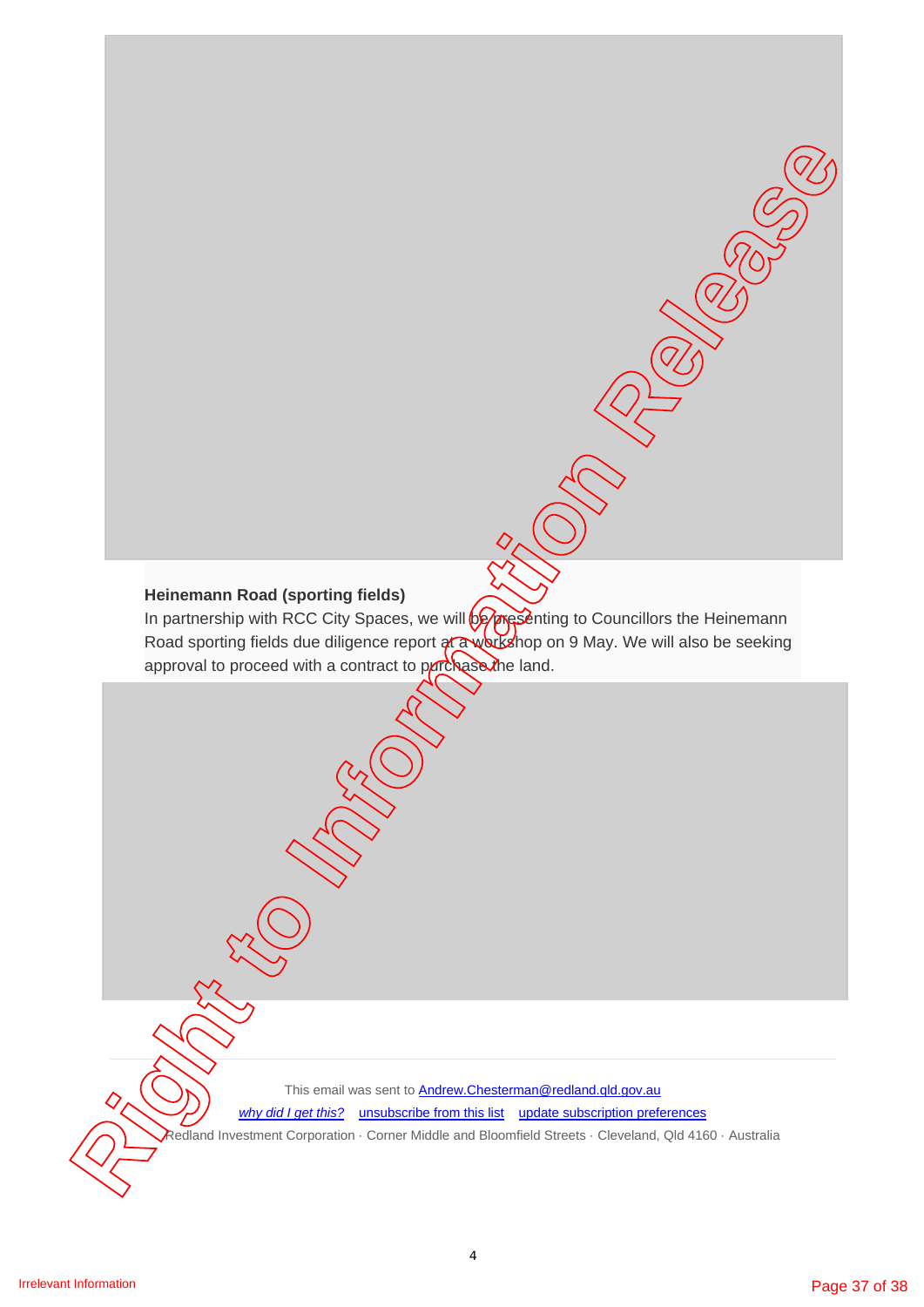**Heinemann Road (sporting fields)**

In partnership with RCC City Spaces, we will be presenting to Councillors the Heinemann Road sporting fields due diligence report at a workshop on 9 May. We will also be seeking approval to proceed with a contract to purchase the land.

This email was sent to Andrew.Chesterman@redland.qld.gov.au

*why did I get this?* unsubscribe from this list update subscription preferences

Redland Investment Corporation · Corner Middle and Bloomfield Streets · Cleveland, Qld 4160 · Australia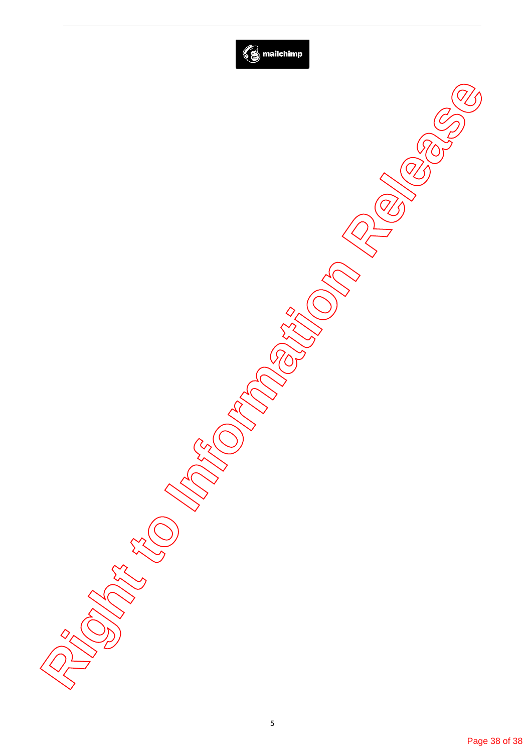mailchimp